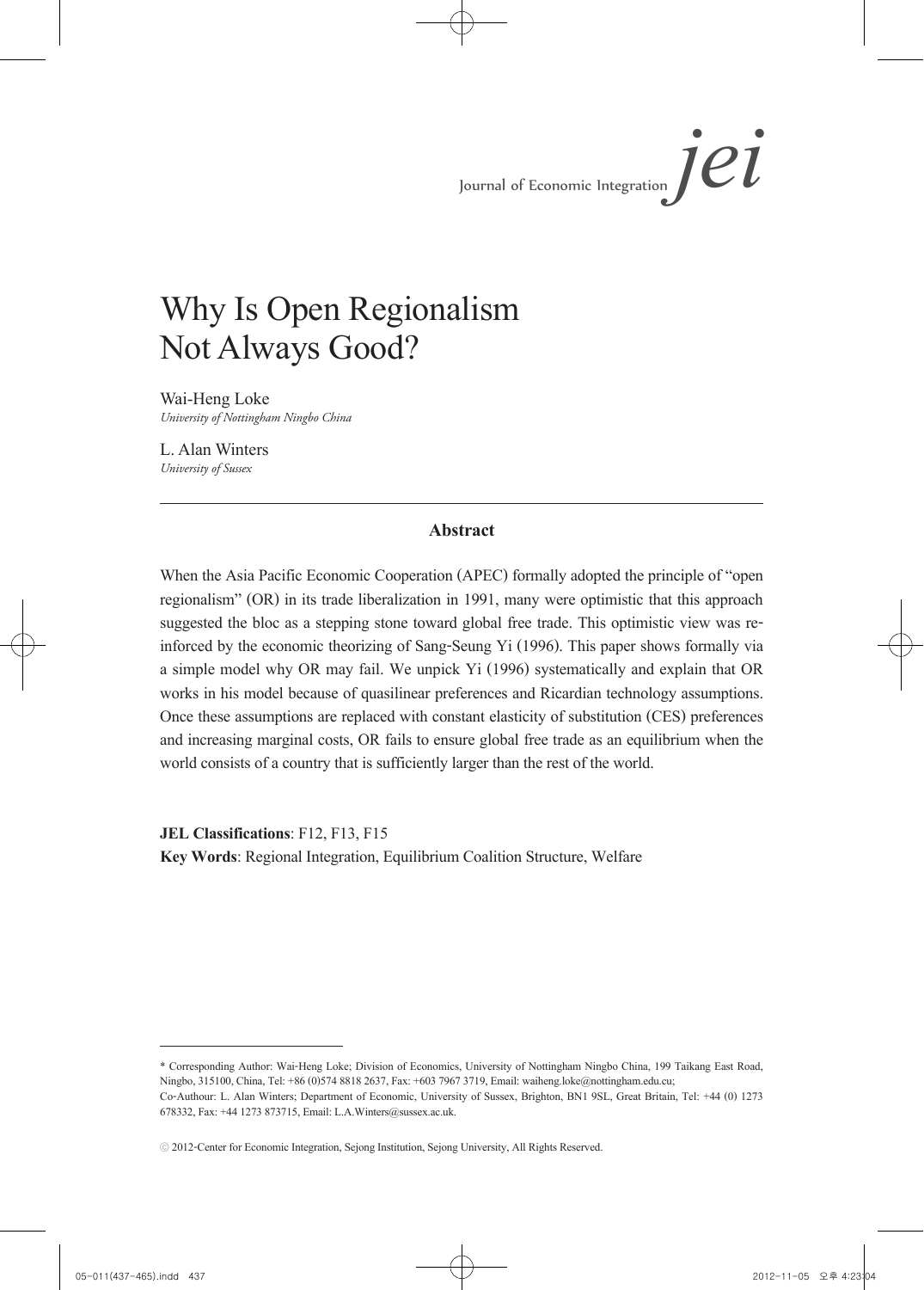# Why Is Open Regionalism Not Always Good?

Wai-Heng Loke
*University of Nottingham Ningbo China*

L. Alan Winters
*University of Sussex*

---

### Abstract

When the Asia Pacific Economic Cooperation (APEC) formally adopted the principle of "open regionalism" (OR) in its trade liberalization in 1991, many were optimistic that this approach suggested the bloc as a stepping stone toward global free trade. This optimistic view was reinforced by the economic theorizing of Sang-Seung Yi (1996). This paper shows formally via a simple model why OR may fail. We unpick Yi (1996) systematically and explain that OR works in his model because of quasilinear preferences and Ricardian technology assumptions. Once these assumptions are replaced with constant elasticity of substitution (CES) preferences and increasing marginal costs, OR fails to ensure global free trade as an equilibrium when the world consists of a country that is sufficiently larger than the rest of the world.

**JEL Classifications**: F12, F13, F15
**Key Words**: Regional Integration, Equilibrium Coalition Structure, Welfare

---

\* Corresponding Author: Wai-Heng Loke; Division of Economics, University of Nottingham Ningbo China, 199 Taikang East Road, Ningbo, 315100, China, Tel: +86 (0)574 8818 2637, Fax: +603 7967 3719, Email: waiheng.loke@nottingham.edu.cu;
Co-Authour: L. Alan Winters; Department of Economic, University of Sussex, Brighton, BN1 9SL, Great Britain, Tel: +44 (0) 1273 678332, Fax: +44 1273 873715, Email: L.A.Winters@sussex.ac.uk.

ⓒ 2012-Center for Economic Integration, Sejong Institution, Sejong University, All Rights Reserved.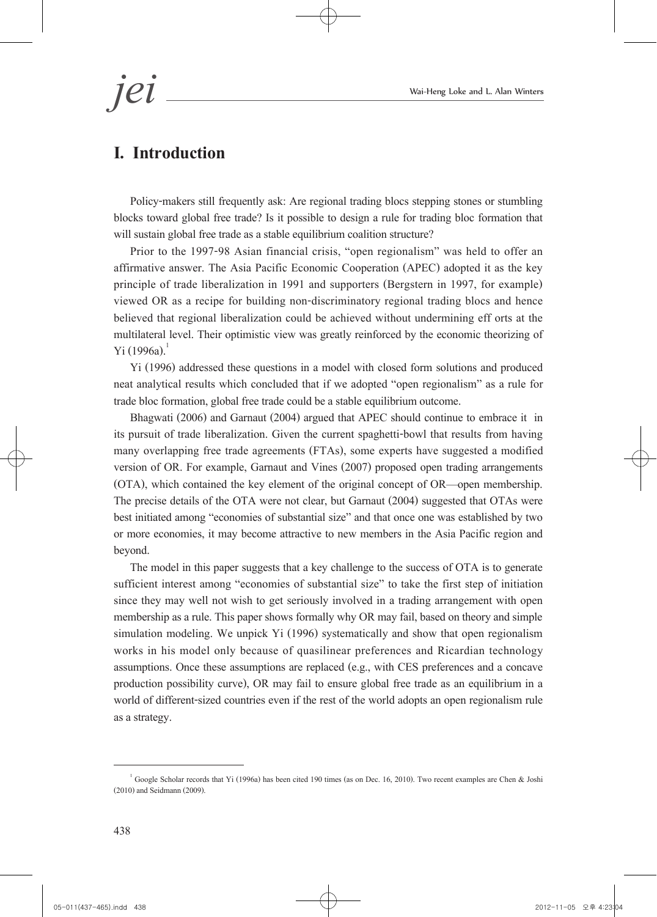## I. Introduction

Policy-makers still frequently ask: Are regional trading blocs stepping stones or stumbling blocks toward global free trade? Is it possible to design a rule for trading bloc formation that will sustain global free trade as a stable equilibrium coalition structure?

Prior to the 1997-98 Asian financial crisis, "open regionalism" was held to offer an affirmative answer. The Asia Pacific Economic Cooperation (APEC) adopted it as the key principle of trade liberalization in 1991 and supporters (Bergstern in 1997, for example) viewed OR as a recipe for building non-discriminatory regional trading blocs and hence believed that regional liberalization could be achieved without undermining eff orts at the multilateral level. Their optimistic view was greatly reinforced by the economic theorizing of Yi (1996a).[1]

Yi (1996) addressed these questions in a model with closed form solutions and produced neat analytical results which concluded that if we adopted "open regionalism" as a rule for trade bloc formation, global free trade could be a stable equilibrium outcome.

Bhagwati (2006) and Garnaut (2004) argued that APEC should continue to embrace it in its pursuit of trade liberalization. Given the current spaghetti-bowl that results from having many overlapping free trade agreements (FTAs), some experts have suggested a modified version of OR. For example, Garnaut and Vines (2007) proposed open trading arrangements (OTA), which contained the key element of the original concept of OR—open membership. The precise details of the OTA were not clear, but Garnaut (2004) suggested that OTAs were best initiated among "economies of substantial size" and that once one was established by two or more economies, it may become attractive to new members in the Asia Pacific region and beyond.

The model in this paper suggests that a key challenge to the success of OTA is to generate sufficient interest among "economies of substantial size" to take the first step of initiation since they may well not wish to get seriously involved in a trading arrangement with open membership as a rule. This paper shows formally why OR may fail, based on theory and simple simulation modeling. We unpick Yi (1996) systematically and show that open regionalism works in his model only because of quasilinear preferences and Ricardian technology assumptions. Once these assumptions are replaced (e.g., with CES preferences and a concave production possibility curve), OR may fail to ensure global free trade as an equilibrium in a world of different-sized countries even if the rest of the world adopts an open regionalism rule as a strategy.

[1] Google Scholar records that Yi (1996a) has been cited 190 times (as on Dec. 16, 2010). Two recent examples are Chen & Joshi (2010) and Seidmann (2009).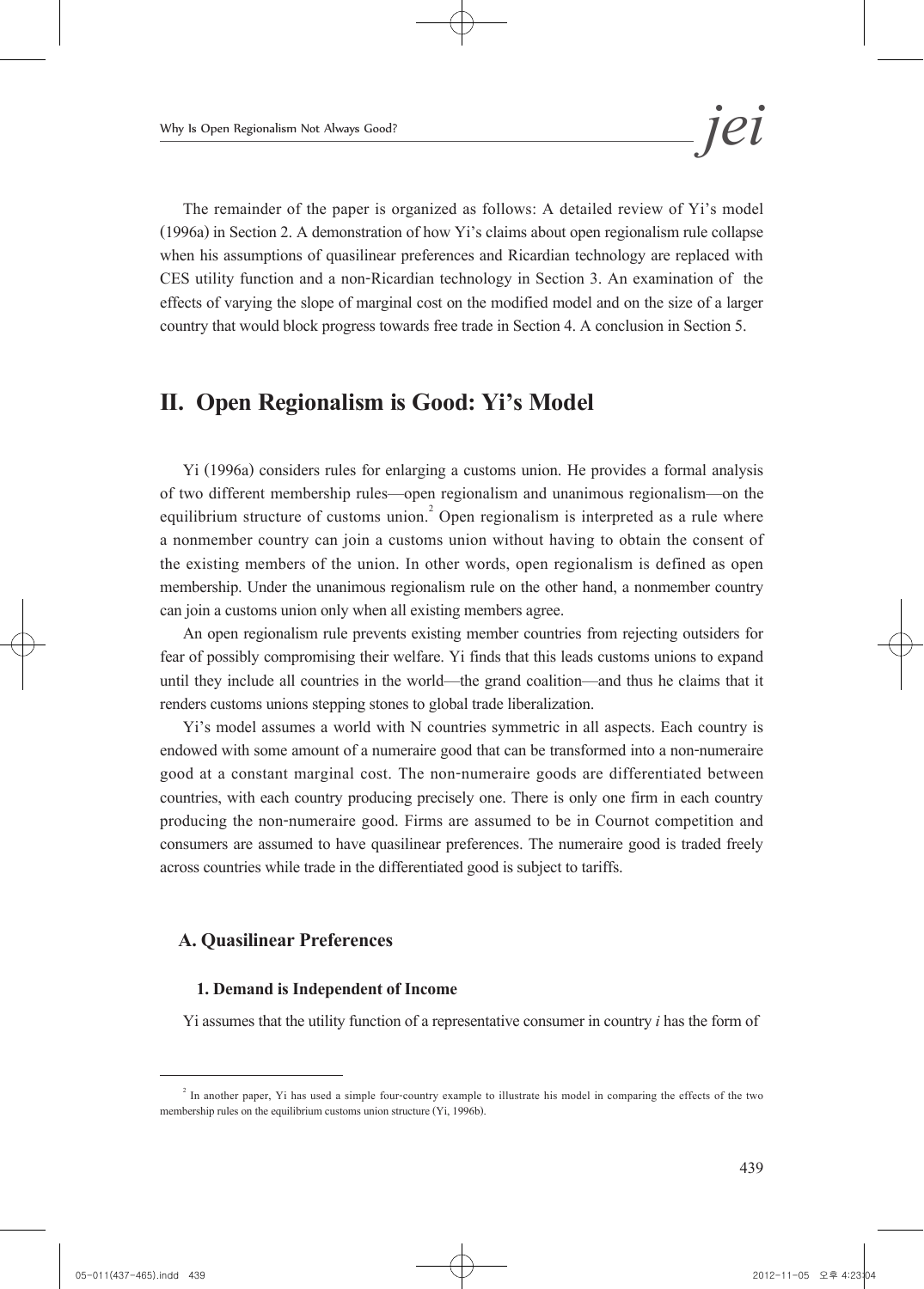The remainder of the paper is organized as follows: A detailed review of Yi's model (1996a) in Section 2. A demonstration of how Yi's claims about open regionalism rule collapse when his assumptions of quasilinear preferences and Ricardian technology are replaced with CES utility function and a non-Ricardian technology in Section 3. An examination of the effects of varying the slope of marginal cost on the modified model and on the size of a larger country that would block progress towards free trade in Section 4. A conclusion in Section 5.

## II. Open Regionalism is Good: Yi's Model

Yi (1996a) considers rules for enlarging a customs union. He provides a formal analysis of two different membership rules—open regionalism and unanimous regionalism—on the equilibrium structure of customs union.[2] Open regionalism is interpreted as a rule where a nonmember country can join a customs union without having to obtain the consent of the existing members of the union. In other words, open regionalism is defined as open membership. Under the unanimous regionalism rule on the other hand, a nonmember country can join a customs union only when all existing members agree.

An open regionalism rule prevents existing member countries from rejecting outsiders for fear of possibly compromising their welfare. Yi finds that this leads customs unions to expand until they include all countries in the world—the grand coalition—and thus he claims that it renders customs unions stepping stones to global trade liberalization.

Yi's model assumes a world with N countries symmetric in all aspects. Each country is endowed with some amount of a numeraire good that can be transformed into a non-numeraire good at a constant marginal cost. The non-numeraire goods are differentiated between countries, with each country producing precisely one. There is only one firm in each country producing the non-numeraire good. Firms are assumed to be in Cournot competition and consumers are assumed to have quasilinear preferences. The numeraire good is traded freely across countries while trade in the differentiated good is subject to tariffs.

### A. Quasilinear Preferences

#### 1. Demand is Independent of Income

Yi assumes that the utility function of a representative consumer in country *i* has the form of

[2] In another paper, Yi has used a simple four-country example to illustrate his model in comparing the effects of the two membership rules on the equilibrium customs union structure (Yi, 1996b).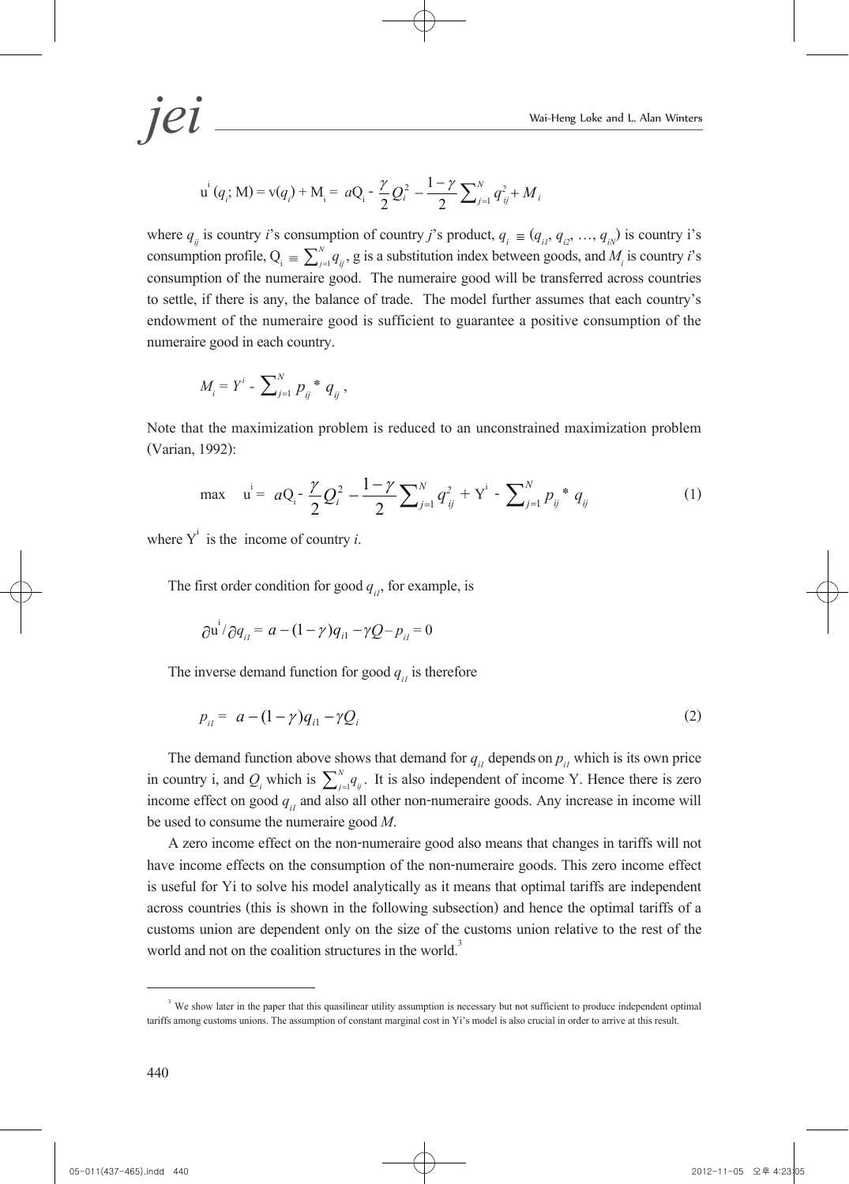$$\mathrm{u}^{\mathrm{i}}(q_i; \mathrm{M}) = \mathrm{v}(q_i) + \mathrm{M}_{\mathrm{i}} = a\mathrm{Q}_{\mathrm{i}} - \frac{\gamma}{2}Q_i^2 - \frac{1-\gamma}{2}\sum_{j=1}^{N} q_{ij}^2 + M_i$$

where $q_{ij}$ is country $i$'s consumption of country $j$'s product, $q_i \equiv (q_{i1}, q_{i2}, \ldots, q_{iN})$ is country i's consumption profile, $\mathrm{Q}_{\mathrm{i}} \equiv \sum_{j=1}^{N} q_{ij}$, g is a substitution index between goods, and $M_i$ is country $i$'s consumption of the numeraire good. The numeraire good will be transferred across countries to settle, if there is any, the balance of trade. The model further assumes that each country's endowment of the numeraire good is sufficient to guarantee a positive consumption of the numeraire good in each country.

$$M_i = Y^i - \sum_{j=1}^{N} p_{ij} * q_{ij},$$

Note that the maximization problem is reduced to an unconstrained maximization problem (Varian, 1992):

$$\max \quad \mathrm{u}^{\mathrm{i}} = a\mathrm{Q}_{\mathrm{i}} - \frac{\gamma}{2}Q_i^2 - \frac{1-\gamma}{2}\sum_{j=1}^{N} q_{ij}^2 + \mathrm{Y}^{\mathrm{i}} - \sum_{j=1}^{N} p_{ij} * q_{ij} \tag{1}$$

where $\mathrm{Y}^{\mathrm{i}}$ is the income of country $i$.

The first order condition for good $q_{i1}$, for example, is

$$\partial \mathrm{u}^{\mathrm{i}} / \partial q_{i1} = a - (1-\gamma)q_{i1} - \gamma Q - p_{i1} = 0$$

The inverse demand function for good $q_{i1}$ is therefore

$$p_{i1} = a - (1-\gamma)q_{i1} - \gamma Q_i \tag{2}$$

The demand function above shows that demand for $q_{i1}$ depends on $p_{i1}$ which is its own price in country i, and $Q_i$ which is $\sum_{j=1}^{N} q_{ij}$. It is also independent of income Y. Hence there is zero income effect on good $q_{i1}$ and also all other non-numeraire goods. Any increase in income will be used to consume the numeraire good $M$.

A zero income effect on the non-numeraire good also means that changes in tariffs will not have income effects on the consumption of the non-numeraire goods. This zero income effect is useful for Yi to solve his model analytically as it means that optimal tariffs are independent across countries (this is shown in the following subsection) and hence the optimal tariffs of a customs union are dependent only on the size of the customs union relative to the rest of the world and not on the coalition structures in the world.[3]

---

[3] We show later in the paper that this quasilinear utility assumption is necessary but not sufficient to produce independent optimal tariffs among customs unions. The assumption of constant marginal cost in Yi's model is also crucial in order to arrive at this result.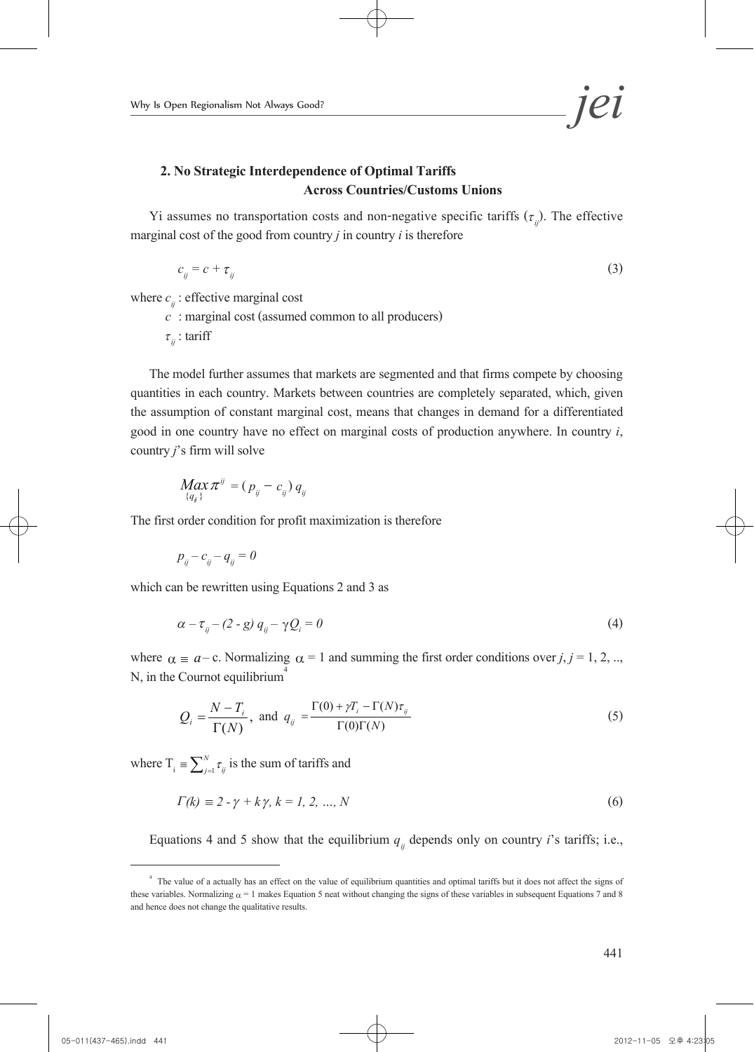## 2. No Strategic Interdependence of Optimal Tariffs Across Countries/Customs Unions

Yi assumes no transportation costs and non-negative specific tariffs ($\tau_{ij}$). The effective marginal cost of the good from country *j* in country *i* is therefore

$$c_{ij} = c + \tau_{ij} \tag{3}$$

where $c_{ij}$ : effective marginal cost

$c$ : marginal cost (assumed common to all producers)

$\tau_{ij}$ : tariff

The model further assumes that markets are segmented and that firms compete by choosing quantities in each country. Markets between countries are completely separated, which, given the assumption of constant marginal cost, means that changes in demand for a differentiated good in one country have no effect on marginal costs of production anywhere. In country *i*, country *j*'s firm will solve

$$\underset{\{q_{ij}\}}{Max}\, \pi^{ij} = (p_{ij} - c_{ij})\, q_{ij}$$

The first order condition for profit maximization is therefore

$$p_{ij} - c_{ij} - q_{ij} = 0$$

which can be rewritten using Equations 2 and 3 as

$$\alpha - \tau_{ij} - (2 - g)\, q_{ij} - \gamma Q_i = 0 \tag{4}$$

where $\alpha \equiv a - c$. Normalizing $\alpha = 1$ and summing the first order conditions over *j*, *j* = 1, 2, .., N, in the Cournot equilibrium[4]

$$Q_i = \frac{N - T_i}{\Gamma(N)}, \text{ and } q_{ij} = \frac{\Gamma(0) + \gamma T_i - \Gamma(N)\tau_{ij}}{\Gamma(0)\Gamma(N)} \tag{5}$$

where $T_i \equiv \sum_{j=1}^{N} \tau_{ij}$ is the sum of tariffs and

$$\Gamma(k) \equiv 2 - \gamma + k\gamma,\ k = 1, 2, \ldots, N \tag{6}$$

Equations 4 and 5 show that the equilibrium $q_{ij}$ depends only on country *i*'s tariffs; i.e.,

[4] The value of a actually has an effect on the value of equilibrium quantities and optimal tariffs but it does not affect the signs of these variables. Normalizing $\alpha = 1$ makes Equation 5 neat without changing the signs of these variables in subsequent Equations 7 and 8 and hence does not change the qualitative results.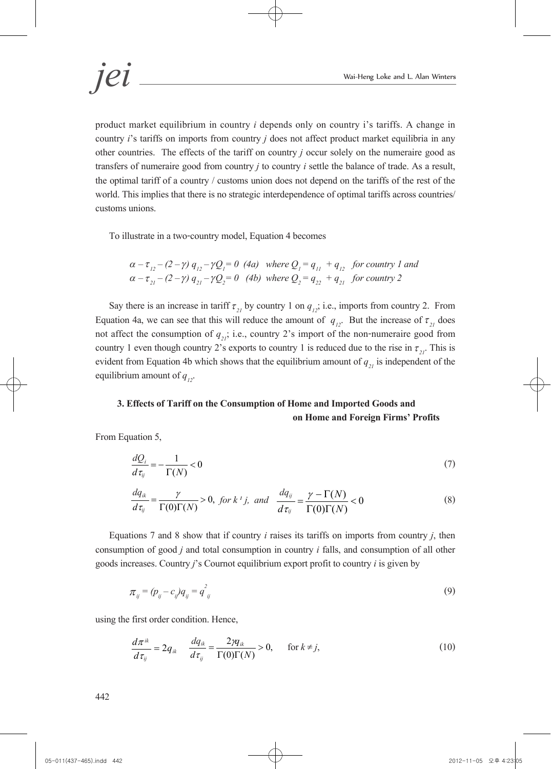product market equilibrium in country $i$ depends only on country i's tariffs. A change in country $i$'s tariffs on imports from country $j$ does not affect product market equilibria in any other countries. The effects of the tariff on country $j$ occur solely on the numeraire good as transfers of numeraire good from country $j$ to country $i$ settle the balance of trade. As a result, the optimal tariff of a country / customs union does not depend on the tariffs of the rest of the world. This implies that there is no strategic interdependence of optimal tariffs across countries/ customs unions.

To illustrate in a two-country model, Equation 4 becomes

$$\alpha - \tau_{12} - (2-\gamma)\, q_{12} - \gamma Q_1 = 0 \quad (4a) \quad \text{where } Q_1 = q_{11} + q_{12} \quad \text{for country 1 and}$$
$$\alpha - \tau_{21} - (2-\gamma)\, q_{21} - \gamma Q_2 = 0 \quad (4b) \quad \text{where } Q_2 = q_{22} + q_{21} \quad \text{for country 2}$$

Say there is an increase in tariff $\tau_{21}$ by country 1 on $q_{12}$; i.e., imports from country 2. From Equation 4a, we can see that this will reduce the amount of $q_{12}$. But the increase of $\tau_{21}$ does not affect the consumption of $q_{21}$; i.e., country 2's import of the non-numeraire good from country 1 even though country 2's exports to country 1 is reduced due to the rise in $\tau_{21}$. This is evident from Equation 4b which shows that the equilibrium amount of $q_{21}$ is independent of the equilibrium amount of $q_{12}$.

### 3. Effects of Tariff on the Consumption of Home and Imported Goods and on Home and Foreign Firms' Profits

From Equation 5,

$$\frac{dQ_i}{d\tau_{ij}} = -\frac{1}{\Gamma(N)} < 0 \tag{7}$$

$$\frac{dq_{ik}}{d\tau_{ij}} = \frac{\gamma}{\Gamma(0)\Gamma(N)} > 0, \; for\; k \neq j, \; and \quad \frac{dq_{ij}}{d\tau_{ij}} = \frac{\gamma - \Gamma(N)}{\Gamma(0)\Gamma(N)} < 0 \tag{8}$$

Equations 7 and 8 show that if country $i$ raises its tariffs on imports from country $j$, then consumption of good $j$ and total consumption in country $i$ falls, and consumption of all other goods increases. Country $j$'s Cournot equilibrium export profit to country $i$ is given by

$$\pi_{ij} = (p_{ij} - c_{ij})q_{ij} = q^2_{ij} \tag{9}$$

using the first order condition. Hence,

$$\frac{d\pi^{ik}}{d\tau_{ij}} = 2q_{ik} \quad \frac{dq_{ik}}{d\tau_{ij}} = \frac{2\gamma q_{ik}}{\Gamma(0)\Gamma(N)} > 0, \qquad \text{for } k \neq j, \tag{10}$$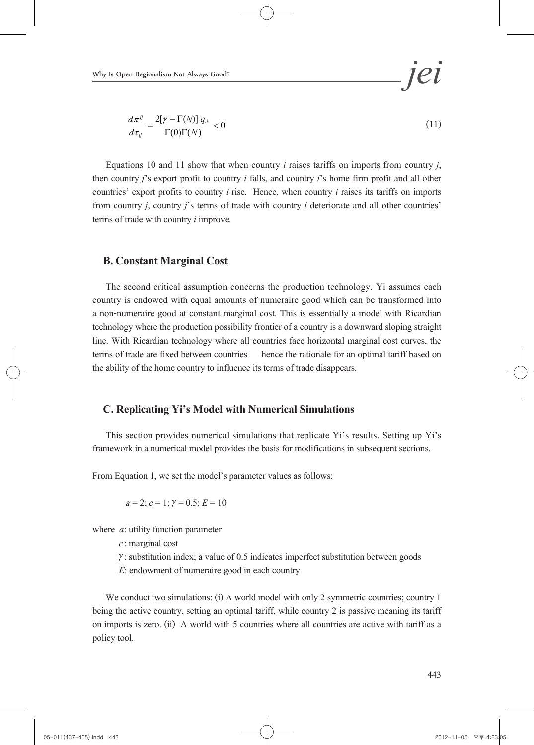$$\frac{d\pi^{ij}}{d\tau_{ij}} = \frac{2[\gamma - \Gamma(N)]\, q_{ik}}{\Gamma(0)\Gamma(N)} < 0 \tag{11}$$

Equations 10 and 11 show that when country $i$ raises tariffs on imports from country $j$, then country $j$'s export profit to country $i$ falls, and country $i$'s home firm profit and all other countries' export profits to country $i$ rise. Hence, when country $i$ raises its tariffs on imports from country $j$, country $j$'s terms of trade with country $i$ deteriorate and all other countries' terms of trade with country $i$ improve.

### B. Constant Marginal Cost

The second critical assumption concerns the production technology. Yi assumes each country is endowed with equal amounts of numeraire good which can be transformed into a non-numeraire good at constant marginal cost. This is essentially a model with Ricardian technology where the production possibility frontier of a country is a downward sloping straight line. With Ricardian technology where all countries face horizontal marginal cost curves, the terms of trade are fixed between countries — hence the rationale for an optimal tariff based on the ability of the home country to influence its terms of trade disappears.

### C. Replicating Yi's Model with Numerical Simulations

This section provides numerical simulations that replicate Yi's results. Setting up Yi's framework in a numerical model provides the basis for modifications in subsequent sections.

From Equation 1, we set the model's parameter values as follows:

$a = 2$; $c = 1$; $\gamma = 0.5$; $E = 10$

where $a$: utility function parameter
$c$: marginal cost
$\gamma$: substitution index; a value of 0.5 indicates imperfect substitution between goods
$E$: endowment of numeraire good in each country

We conduct two simulations: (i) A world model with only 2 symmetric countries; country 1 being the active country, setting an optimal tariff, while country 2 is passive meaning its tariff on imports is zero. (ii) A world with 5 countries where all countries are active with tariff as a policy tool.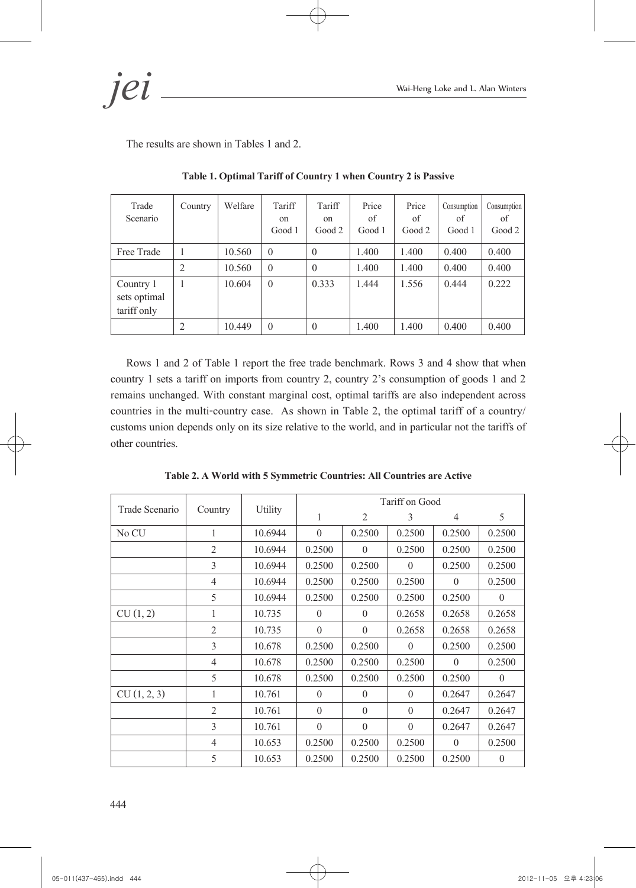The results are shown in Tables 1 and 2.

**Table 1. Optimal Tariff of Country 1 when Country 2 is Passive**

| Trade Scenario | Country | Welfare | Tariff on Good 1 | Tariff on Good 2 | Price of Good 1 | Price of Good 2 | Consumption of Good 1 | Consumption of Good 2 |
|---|---|---|---|---|---|---|---|---|
| Free Trade | 1 | 10.560 | 0 | 0 | 1.400 | 1.400 | 0.400 | 0.400 |
| | 2 | 10.560 | 0 | 0 | 1.400 | 1.400 | 0.400 | 0.400 |
| Country 1 sets optimal tariff only | 1 | 10.604 | 0 | 0.333 | 1.444 | 1.556 | 0.444 | 0.222 |
| | 2 | 10.449 | 0 | 0 | 1.400 | 1.400 | 0.400 | 0.400 |

Rows 1 and 2 of Table 1 report the free trade benchmark. Rows 3 and 4 show that when country 1 sets a tariff on imports from country 2, country 2's consumption of goods 1 and 2 remains unchanged. With constant marginal cost, optimal tariffs are also independent across countries in the multi-country case. As shown in Table 2, the optimal tariff of a country/customs union depends only on its size relative to the world, and in particular not the tariffs of other countries.

**Table 2. A World with 5 Symmetric Countries: All Countries are Active**

| Trade Scenario | Country | Utility | Tariff on Good | | | | |
|---|---|---|---|---|---|---|---|
| | | | 1 | 2 | 3 | 4 | 5 |
| No CU | 1 | 10.6944 | 0 | 0.2500 | 0.2500 | 0.2500 | 0.2500 |
| | 2 | 10.6944 | 0.2500 | 0 | 0.2500 | 0.2500 | 0.2500 |
| | 3 | 10.6944 | 0.2500 | 0.2500 | 0 | 0.2500 | 0.2500 |
| | 4 | 10.6944 | 0.2500 | 0.2500 | 0.2500 | 0 | 0.2500 |
| | 5 | 10.6944 | 0.2500 | 0.2500 | 0.2500 | 0.2500 | 0 |
| CU (1, 2) | 1 | 10.735 | 0 | 0 | 0.2658 | 0.2658 | 0.2658 |
| | 2 | 10.735 | 0 | 0 | 0.2658 | 0.2658 | 0.2658 |
| | 3 | 10.678 | 0.2500 | 0.2500 | 0 | 0.2500 | 0.2500 |
| | 4 | 10.678 | 0.2500 | 0.2500 | 0.2500 | 0 | 0.2500 |
| | 5 | 10.678 | 0.2500 | 0.2500 | 0.2500 | 0.2500 | 0 |
| CU (1, 2, 3) | 1 | 10.761 | 0 | 0 | 0 | 0.2647 | 0.2647 |
| | 2 | 10.761 | 0 | 0 | 0 | 0.2647 | 0.2647 |
| | 3 | 10.761 | 0 | 0 | 0 | 0.2647 | 0.2647 |
| | 4 | 10.653 | 0.2500 | 0.2500 | 0.2500 | 0 | 0.2500 |
| | 5 | 10.653 | 0.2500 | 0.2500 | 0.2500 | 0.2500 | 0 |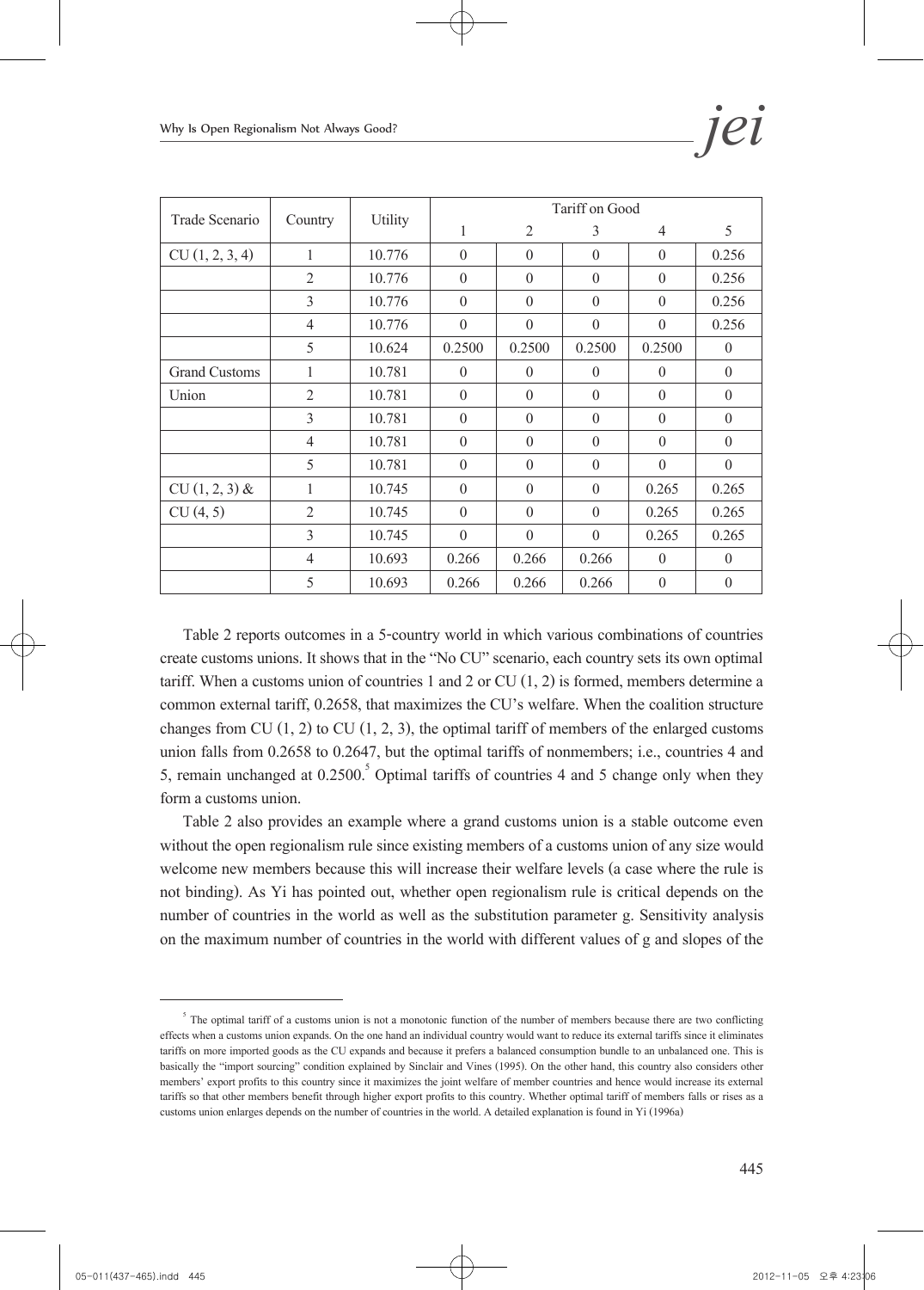| Trade Scenario | Country | Utility | Tariff on Good | | | | |
|---|---|---|---|---|---|---|---|
| | | | 1 | 2 | 3 | 4 | 5 |
| CU (1, 2, 3, 4) | 1 | 10.776 | 0 | 0 | 0 | 0 | 0.256 |
| | 2 | 10.776 | 0 | 0 | 0 | 0 | 0.256 |
| | 3 | 10.776 | 0 | 0 | 0 | 0 | 0.256 |
| | 4 | 10.776 | 0 | 0 | 0 | 0 | 0.256 |
| | 5 | 10.624 | 0.2500 | 0.2500 | 0.2500 | 0.2500 | 0 |
| Grand Customs | 1 | 10.781 | 0 | 0 | 0 | 0 | 0 |
| Union | 2 | 10.781 | 0 | 0 | 0 | 0 | 0 |
| | 3 | 10.781 | 0 | 0 | 0 | 0 | 0 |
| | 4 | 10.781 | 0 | 0 | 0 | 0 | 0 |
| | 5 | 10.781 | 0 | 0 | 0 | 0 | 0 |
| CU (1, 2, 3) & | 1 | 10.745 | 0 | 0 | 0 | 0.265 | 0.265 |
| CU (4, 5) | 2 | 10.745 | 0 | 0 | 0 | 0.265 | 0.265 |
| | 3 | 10.745 | 0 | 0 | 0 | 0.265 | 0.265 |
| | 4 | 10.693 | 0.266 | 0.266 | 0.266 | 0 | 0 |
| | 5 | 10.693 | 0.266 | 0.266 | 0.266 | 0 | 0 |

Table 2 reports outcomes in a 5-country world in which various combinations of countries create customs unions. It shows that in the "No CU" scenario, each country sets its own optimal tariff. When a customs union of countries 1 and 2 or CU (1, 2) is formed, members determine a common external tariff, 0.2658, that maximizes the CU's welfare. When the coalition structure changes from CU (1, 2) to CU (1, 2, 3), the optimal tariff of members of the enlarged customs union falls from 0.2658 to 0.2647, but the optimal tariffs of nonmembers; i.e., countries 4 and 5, remain unchanged at 0.2500.[5] Optimal tariffs of countries 4 and 5 change only when they form a customs union.

Table 2 also provides an example where a grand customs union is a stable outcome even without the open regionalism rule since existing members of a customs union of any size would welcome new members because this will increase their welfare levels (a case where the rule is not binding). As Yi has pointed out, whether open regionalism rule is critical depends on the number of countries in the world as well as the substitution parameter g. Sensitivity analysis on the maximum number of countries in the world with different values of g and slopes of the

[5] The optimal tariff of a customs union is not a monotonic function of the number of members because there are two conflicting effects when a customs union expands. On the one hand an individual country would want to reduce its external tariffs since it eliminates tariffs on more imported goods as the CU expands and because it prefers a balanced consumption bundle to an unbalanced one. This is basically the "import sourcing" condition explained by Sinclair and Vines (1995). On the other hand, this country also considers other members' export profits to this country since it maximizes the joint welfare of member countries and hence would increase its external tariffs so that other members benefit through higher export profits to this country. Whether optimal tariff of members falls or rises as a customs union enlarges depends on the number of countries in the world. A detailed explanation is found in Yi (1996a)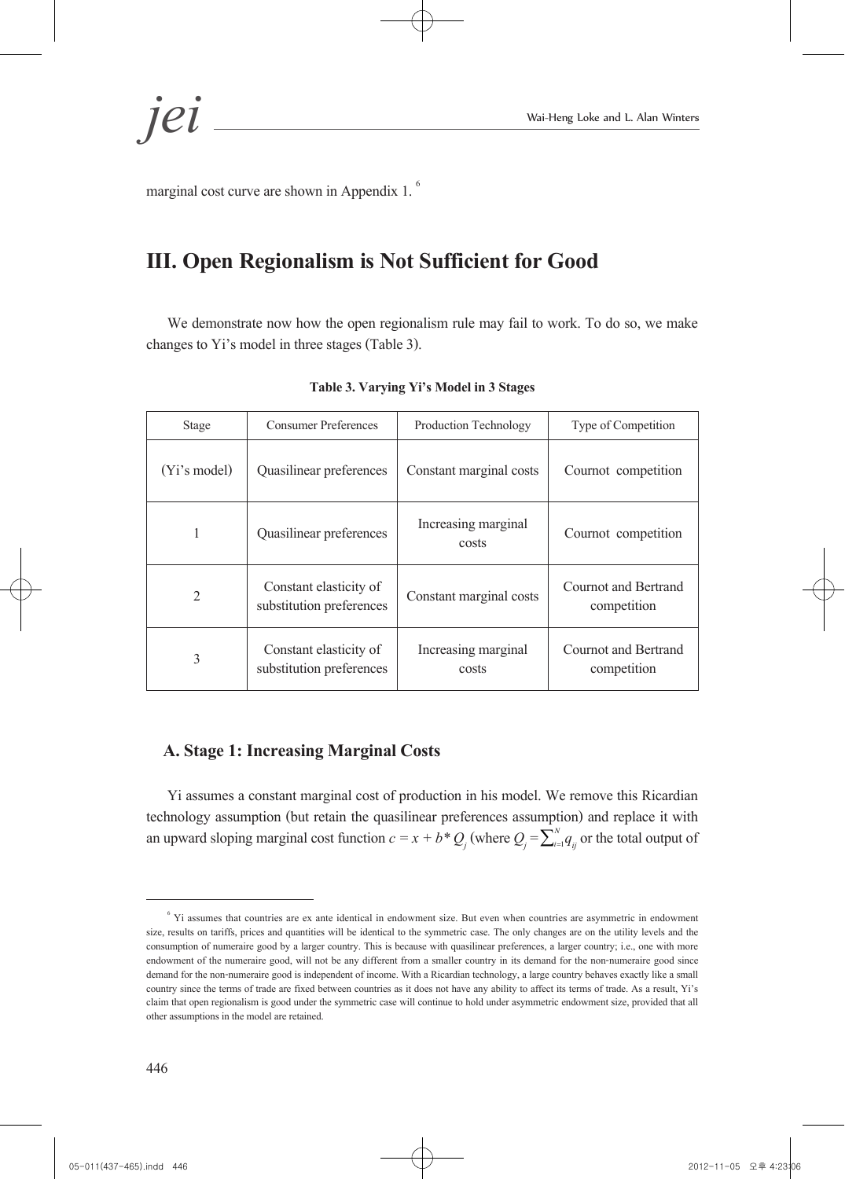marginal cost curve are shown in Appendix 1. [6]

## III. Open Regionalism is Not Sufficient for Good

We demonstrate now how the open regionalism rule may fail to work. To do so, we make changes to Yi's model in three stages (Table 3).

**Table 3. Varying Yi's Model in 3 Stages**

| Stage | Consumer Preferences | Production Technology | Type of Competition |
|---|---|---|---|
| (Yi's model) | Quasilinear preferences | Constant marginal costs | Cournot competition |
| 1 | Quasilinear preferences | Increasing marginal costs | Cournot competition |
| 2 | Constant elasticity of substitution preferences | Constant marginal costs | Cournot and Bertrand competition |
| 3 | Constant elasticity of substitution preferences | Increasing marginal costs | Cournot and Bertrand competition |

### A. Stage 1: Increasing Marginal Costs

Yi assumes a constant marginal cost of production in his model. We remove this Ricardian technology assumption (but retain the quasilinear preferences assumption) and replace it with an upward sloping marginal cost function $c = x + b^* Q_j$ (where $Q_j = \sum_{i=1}^{N} q_{ij}$ or the total output of

[6] Yi assumes that countries are ex ante identical in endowment size. But even when countries are asymmetric in endowment size, results on tariffs, prices and quantities will be identical to the symmetric case. The only changes are on the utility levels and the consumption of numeraire good by a larger country. This is because with quasilinear preferences, a larger country; i.e., one with more endowment of the numeraire good, will not be any different from a smaller country in its demand for the non-numeraire good since demand for the non-numeraire good is independent of income. With a Ricardian technology, a large country behaves exactly like a small country since the terms of trade are fixed between countries as it does not have any ability to affect its terms of trade. As a result, Yi's claim that open regionalism is good under the symmetric case will continue to hold under asymmetric endowment size, provided that all other assumptions in the model are retained.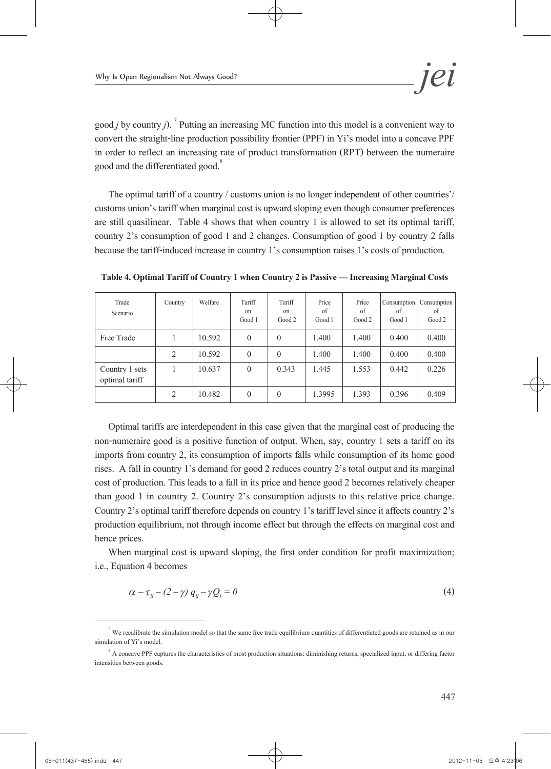good $j$ by country $j$).[7] Putting an increasing MC function into this model is a convenient way to convert the straight-line production possibility frontier (PPF) in Yi's model into a concave PPF in order to reflect an increasing rate of product transformation (RPT) between the numeraire good and the differentiated good.[8]

The optimal tariff of a country / customs union is no longer independent of other countries'/ customs union's tariff when marginal cost is upward sloping even though consumer preferences are still quasilinear. Table 4 shows that when country 1 is allowed to set its optimal tariff, country 2's consumption of good 1 and 2 changes. Consumption of good 1 by country 2 falls because the tariff-induced increase in country 1's consumption raises 1's costs of production.

**Table 4. Optimal Tariff of Country 1 when Country 2 is Passive — Increasing Marginal Costs**

| Trade Scenario | Country | Welfare | Tariff on Good 1 | Tariff on Good 2 | Price of Good 1 | Price of Good 2 | Consumption of Good 1 | Consumption of Good 2 |
|---|---|---|---|---|---|---|---|---|
| Free Trade | 1 | 10.592 | 0 | 0 | 1.400 | 1.400 | 0.400 | 0.400 |
| | 2 | 10.592 | 0 | 0 | 1.400 | 1.400 | 0.400 | 0.400 |
| Country 1 sets optimal tariff | 1 | 10.637 | 0 | 0.343 | 1.445 | 1.553 | 0.442 | 0.226 |
| | 2 | 10.482 | 0 | 0 | 1.3995 | 1.393 | 0.396 | 0.409 |

Optimal tariffs are interdependent in this case given that the marginal cost of producing the non-numeraire good is a positive function of output. When, say, country 1 sets a tariff on its imports from country 2, its consumption of imports falls while consumption of its home good rises. A fall in country 1's demand for good 2 reduces country 2's total output and its marginal cost of production. This leads to a fall in its price and hence good 2 becomes relatively cheaper than good 1 in country 2. Country 2's consumption adjusts to this relative price change. Country 2's optimal tariff therefore depends on country 1's tariff level since it affects country 2's production equilibrium, not through income effect but through the effects on marginal cost and hence prices.

When marginal cost is upward sloping, the first order condition for profit maximization; i.e., Equation 4 becomes

$$\alpha - \tau_{ij} - (2-\gamma)\, q_{ij} - \gamma Q_i = 0 \tag{4}$$

---

[7] We recalibrate the simulation model so that the same free trade equilibrium quantities of differentiated goods are retained as in our simulation of Yi's model.

[8] A concave PPF captures the characteristics of most production situations: diminishing returns, specialized input, or differing factor intensities between goods.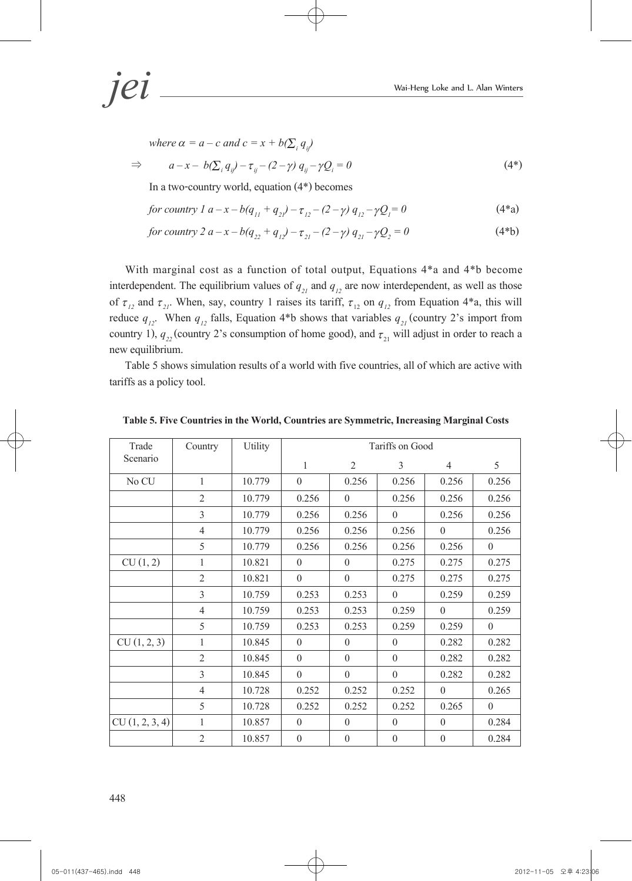*where* $\alpha = a - c$ *and* $c = x + b(\sum_i q_{ij})$

$$\Rightarrow \quad a - x - b(\sum_i q_{ij}) - \tau_{ij} - (2 - \gamma)\, q_{ij} - \gamma Q_i = 0 \tag{4*}$$

In a two-country world, equation (4*) becomes

$$\text{for country 1 } a - x - b(q_{11} + q_{21}) - \tau_{12} - (2 - \gamma)\, q_{12} - \gamma Q_1 = 0 \tag{4*a}$$

$$\text{for country 2 } a - x - b(q_{22} + q_{12}) - \tau_{21} - (2 - \gamma)\, q_{21} - \gamma Q_2 = 0 \tag{4*b}$$

With marginal cost as a function of total output, Equations 4*a and 4*b become interdependent. The equilibrium values of $q_{21}$ and $q_{12}$ are now interdependent, as well as those of $\tau_{12}$ and $\tau_{21}$. When, say, country 1 raises its tariff, $\tau_{12}$ on $q_{12}$ from Equation 4*a, this will reduce $q_{12}$. When $q_{12}$ falls, Equation 4*b shows that variables $q_{21}$ (country 2's import from country 1), $q_{22}$ (country 2's consumption of home good), and $\tau_{21}$ will adjust in order to reach a new equilibrium.

Table 5 shows simulation results of a world with five countries, all of which are active with tariffs as a policy tool.

**Table 5. Five Countries in the World, Countries are Symmetric, Increasing Marginal Costs**

| Trade Scenario | Country | Utility | Tariffs on Good | | | | |
|---|---|---|---|---|---|---|---|
| | | | 1 | 2 | 3 | 4 | 5 |
| No CU | 1 | 10.779 | 0 | 0.256 | 0.256 | 0.256 | 0.256 |
| | 2 | 10.779 | 0.256 | 0 | 0.256 | 0.256 | 0.256 |
| | 3 | 10.779 | 0.256 | 0.256 | 0 | 0.256 | 0.256 |
| | 4 | 10.779 | 0.256 | 0.256 | 0.256 | 0 | 0.256 |
| | 5 | 10.779 | 0.256 | 0.256 | 0.256 | 0.256 | 0 |
| CU (1, 2) | 1 | 10.821 | 0 | 0 | 0.275 | 0.275 | 0.275 |
| | 2 | 10.821 | 0 | 0 | 0.275 | 0.275 | 0.275 |
| | 3 | 10.759 | 0.253 | 0.253 | 0 | 0.259 | 0.259 |
| | 4 | 10.759 | 0.253 | 0.253 | 0.259 | 0 | 0.259 |
| | 5 | 10.759 | 0.253 | 0.253 | 0.259 | 0.259 | 0 |
| CU (1, 2, 3) | 1 | 10.845 | 0 | 0 | 0 | 0.282 | 0.282 |
| | 2 | 10.845 | 0 | 0 | 0 | 0.282 | 0.282 |
| | 3 | 10.845 | 0 | 0 | 0 | 0.282 | 0.282 |
| | 4 | 10.728 | 0.252 | 0.252 | 0.252 | 0 | 0.265 |
| | 5 | 10.728 | 0.252 | 0.252 | 0.252 | 0.265 | 0 |
| CU (1, 2, 3, 4) | 1 | 10.857 | 0 | 0 | 0 | 0 | 0.284 |
| | 2 | 10.857 | 0 | 0 | 0 | 0 | 0.284 |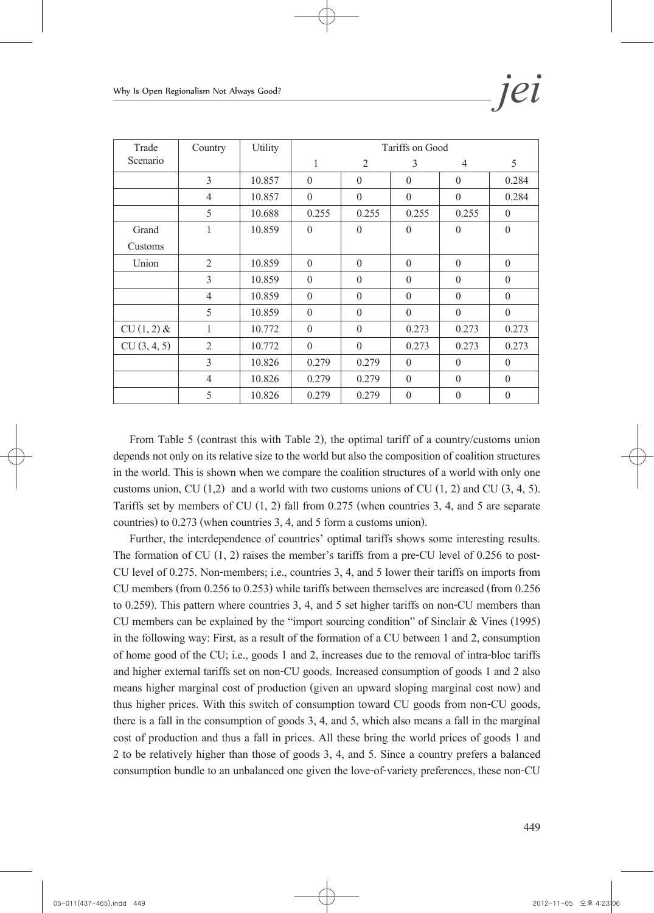| Trade Scenario | Country | Utility | Tariffs on Good | | | | |
|---|---|---|---|---|---|---|---|
| | | | 1 | 2 | 3 | 4 | 5 |
| | 3 | 10.857 | 0 | 0 | 0 | 0 | 0.284 |
| | 4 | 10.857 | 0 | 0 | 0 | 0 | 0.284 |
| | 5 | 10.688 | 0.255 | 0.255 | 0.255 | 0.255 | 0 |
| Grand Customs | 1 | 10.859 | 0 | 0 | 0 | 0 | 0 |
| Union | 2 | 10.859 | 0 | 0 | 0 | 0 | 0 |
| | 3 | 10.859 | 0 | 0 | 0 | 0 | 0 |
| | 4 | 10.859 | 0 | 0 | 0 | 0 | 0 |
| | 5 | 10.859 | 0 | 0 | 0 | 0 | 0 |
| CU (1, 2) & | 1 | 10.772 | 0 | 0 | 0.273 | 0.273 | 0.273 |
| CU (3, 4, 5) | 2 | 10.772 | 0 | 0 | 0.273 | 0.273 | 0.273 |
| | 3 | 10.826 | 0.279 | 0.279 | 0 | 0 | 0 |
| | 4 | 10.826 | 0.279 | 0.279 | 0 | 0 | 0 |
| | 5 | 10.826 | 0.279 | 0.279 | 0 | 0 | 0 |

From Table 5 (contrast this with Table 2), the optimal tariff of a country/customs union depends not only on its relative size to the world but also the composition of coalition structures in the world. This is shown when we compare the coalition structures of a world with only one customs union, CU (1,2) and a world with two customs unions of CU (1, 2) and CU (3, 4, 5). Tariffs set by members of CU (1, 2) fall from 0.275 (when countries 3, 4, and 5 are separate countries) to 0.273 (when countries 3, 4, and 5 form a customs union).

Further, the interdependence of countries' optimal tariffs shows some interesting results. The formation of CU (1, 2) raises the member's tariffs from a pre-CU level of 0.256 to post-CU level of 0.275. Non-members; i.e., countries 3, 4, and 5 lower their tariffs on imports from CU members (from 0.256 to 0.253) while tariffs between themselves are increased (from 0.256 to 0.259). This pattern where countries 3, 4, and 5 set higher tariffs on non-CU members than CU members can be explained by the "import sourcing condition" of Sinclair & Vines (1995) in the following way: First, as a result of the formation of a CU between 1 and 2, consumption of home good of the CU; i.e., goods 1 and 2, increases due to the removal of intra-bloc tariffs and higher external tariffs set on non-CU goods. Increased consumption of goods 1 and 2 also means higher marginal cost of production (given an upward sloping marginal cost now) and thus higher prices. With this switch of consumption toward CU goods from non-CU goods, there is a fall in the consumption of goods 3, 4, and 5, which also means a fall in the marginal cost of production and thus a fall in prices. All these bring the world prices of goods 1 and 2 to be relatively higher than those of goods 3, 4, and 5. Since a country prefers a balanced consumption bundle to an unbalanced one given the love-of-variety preferences, these non-CU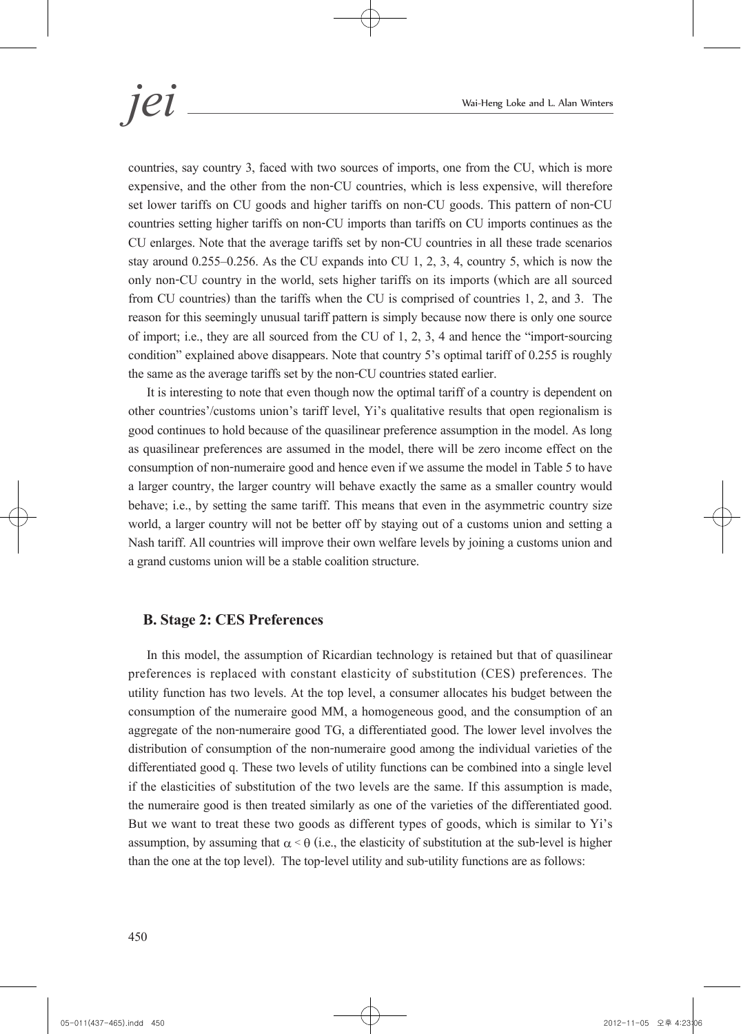countries, say country 3, faced with two sources of imports, one from the CU, which is more expensive, and the other from the non-CU countries, which is less expensive, will therefore set lower tariffs on CU goods and higher tariffs on non-CU goods. This pattern of non-CU countries setting higher tariffs on non-CU imports than tariffs on CU imports continues as the CU enlarges. Note that the average tariffs set by non-CU countries in all these trade scenarios stay around 0.255–0.256. As the CU expands into CU 1, 2, 3, 4, country 5, which is now the only non-CU country in the world, sets higher tariffs on its imports (which are all sourced from CU countries) than the tariffs when the CU is comprised of countries 1, 2, and 3. The reason for this seemingly unusual tariff pattern is simply because now there is only one source of import; i.e., they are all sourced from the CU of 1, 2, 3, 4 and hence the "import-sourcing condition" explained above disappears. Note that country 5's optimal tariff of 0.255 is roughly the same as the average tariffs set by the non-CU countries stated earlier.

It is interesting to note that even though now the optimal tariff of a country is dependent on other countries'/customs union's tariff level, Yi's qualitative results that open regionalism is good continues to hold because of the quasilinear preference assumption in the model. As long as quasilinear preferences are assumed in the model, there will be zero income effect on the consumption of non-numeraire good and hence even if we assume the model in Table 5 to have a larger country, the larger country will behave exactly the same as a smaller country would behave; i.e., by setting the same tariff. This means that even in the asymmetric country size world, a larger country will not be better off by staying out of a customs union and setting a Nash tariff. All countries will improve their own welfare levels by joining a customs union and a grand customs union will be a stable coalition structure.

### B. Stage 2: CES Preferences

In this model, the assumption of Ricardian technology is retained but that of quasilinear preferences is replaced with constant elasticity of substitution (CES) preferences. The utility function has two levels. At the top level, a consumer allocates his budget between the consumption of the numeraire good MM, a homogeneous good, and the consumption of an aggregate of the non-numeraire good TG, a differentiated good. The lower level involves the distribution of consumption of the non-numeraire good among the individual varieties of the differentiated good q. These two levels of utility functions can be combined into a single level if the elasticities of substitution of the two levels are the same. If this assumption is made, the numeraire good is then treated similarly as one of the varieties of the differentiated good. But we want to treat these two goods as different types of goods, which is similar to Yi's assumption, by assuming that $\alpha < \theta$ (i.e., the elasticity of substitution at the sub-level is higher than the one at the top level). The top-level utility and sub-utility functions are as follows: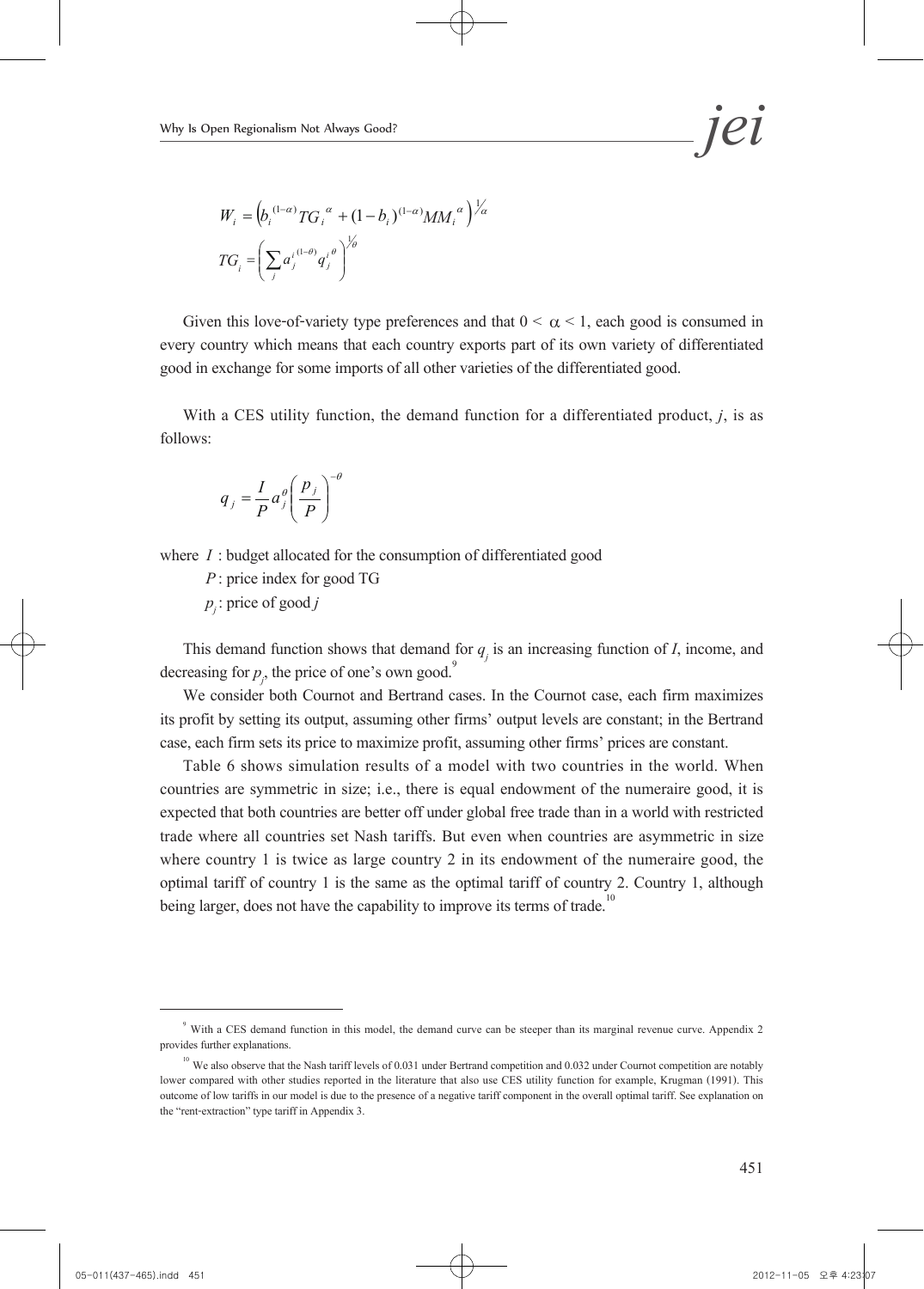$$W_i = \left(b_i^{(1-\alpha)} TG_i^{\alpha} + (1-b_i)^{(1-\alpha)} MM_i^{\alpha}\right)^{1/\alpha}$$

$$TG_i = \left(\sum_j a_j^{i\,(1-\theta)} q_j^{i\,\theta}\right)^{1/\theta}$$

Given this love-of-variety type preferences and that $0 < \alpha < 1$, each good is consumed in every country which means that each country exports part of its own variety of differentiated good in exchange for some imports of all other varieties of the differentiated good.

With a CES utility function, the demand function for a differentiated product, *j*, is as follows:

$$q_j = \frac{I}{P} a_j^{\theta} \left(\frac{p_j}{P}\right)^{-\theta}$$

where $I$ : budget allocated for the consumption of differentiated good

$P$ : price index for good TG

$p_j$ : price of good *j*

This demand function shows that demand for $q_j$ is an increasing function of *I*, income, and decreasing for $p_j$, the price of one's own good.[9]

We consider both Cournot and Bertrand cases. In the Cournot case, each firm maximizes its profit by setting its output, assuming other firms' output levels are constant; in the Bertrand case, each firm sets its price to maximize profit, assuming other firms' prices are constant.

Table 6 shows simulation results of a model with two countries in the world. When countries are symmetric in size; i.e., there is equal endowment of the numeraire good, it is expected that both countries are better off under global free trade than in a world with restricted trade where all countries set Nash tariffs. But even when countries are asymmetric in size where country 1 is twice as large country 2 in its endowment of the numeraire good, the optimal tariff of country 1 is the same as the optimal tariff of country 2. Country 1, although being larger, does not have the capability to improve its terms of trade.[10]

---

[9] With a CES demand function in this model, the demand curve can be steeper than its marginal revenue curve. Appendix 2 provides further explanations.

[10] We also observe that the Nash tariff levels of 0.031 under Bertrand competition and 0.032 under Cournot competition are notably lower compared with other studies reported in the literature that also use CES utility function for example, Krugman (1991). This outcome of low tariffs in our model is due to the presence of a negative tariff component in the overall optimal tariff. See explanation on the "rent-extraction" type tariff in Appendix 3.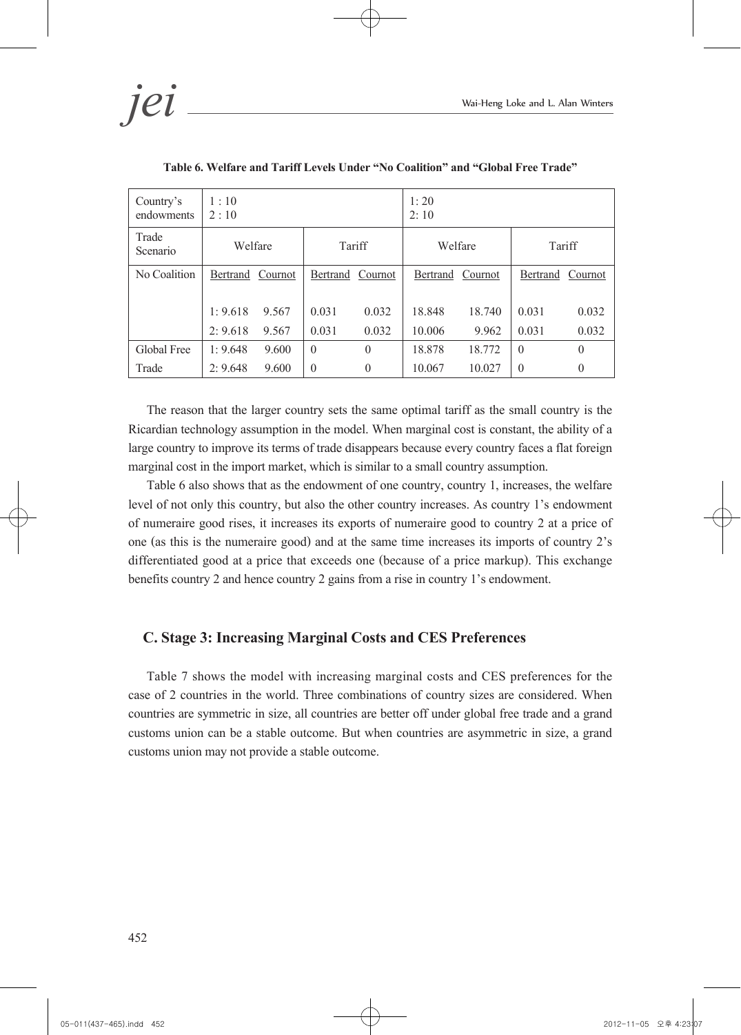**Table 6. Welfare and Tariff Levels Under “No Coalition” and “Global Free Trade”**

| Country's endowments | 1 : 10<br>2 : 10 | | | | 1: 20<br>2: 10 | | | |
|---|---|---|---|---|---|---|---|---|
| Trade Scenario | Welfare | | Tariff | | Welfare | | Tariff | |
| No Coalition | Bertrand | Cournot | Bertrand | Cournot | Bertrand | Cournot | Bertrand | Cournot |
| | 1: 9.618 | 9.567 | 0.031 | 0.032 | 18.848 | 18.740 | 0.031 | 0.032 |
| | 2: 9.618 | 9.567 | 0.031 | 0.032 | 10.006 | 9.962 | 0.031 | 0.032 |
| Global Free Trade | 1: 9.648 | 9.600 | 0 | 0 | 18.878 | 18.772 | 0 | 0 |
| | 2: 9.648 | 9.600 | 0 | 0 | 10.067 | 10.027 | 0 | 0 |

The reason that the larger country sets the same optimal tariff as the small country is the Ricardian technology assumption in the model. When marginal cost is constant, the ability of a large country to improve its terms of trade disappears because every country faces a flat foreign marginal cost in the import market, which is similar to a small country assumption.

Table 6 also shows that as the endowment of one country, country 1, increases, the welfare level of not only this country, but also the other country increases. As country 1's endowment of numeraire good rises, it increases its exports of numeraire good to country 2 at a price of one (as this is the numeraire good) and at the same time increases its imports of country 2's differentiated good at a price that exceeds one (because of a price markup). This exchange benefits country 2 and hence country 2 gains from a rise in country 1's endowment.

### C. Stage 3: Increasing Marginal Costs and CES Preferences

Table 7 shows the model with increasing marginal costs and CES preferences for the case of 2 countries in the world. Three combinations of country sizes are considered. When countries are symmetric in size, all countries are better off under global free trade and a grand customs union can be a stable outcome. But when countries are asymmetric in size, a grand customs union may not provide a stable outcome.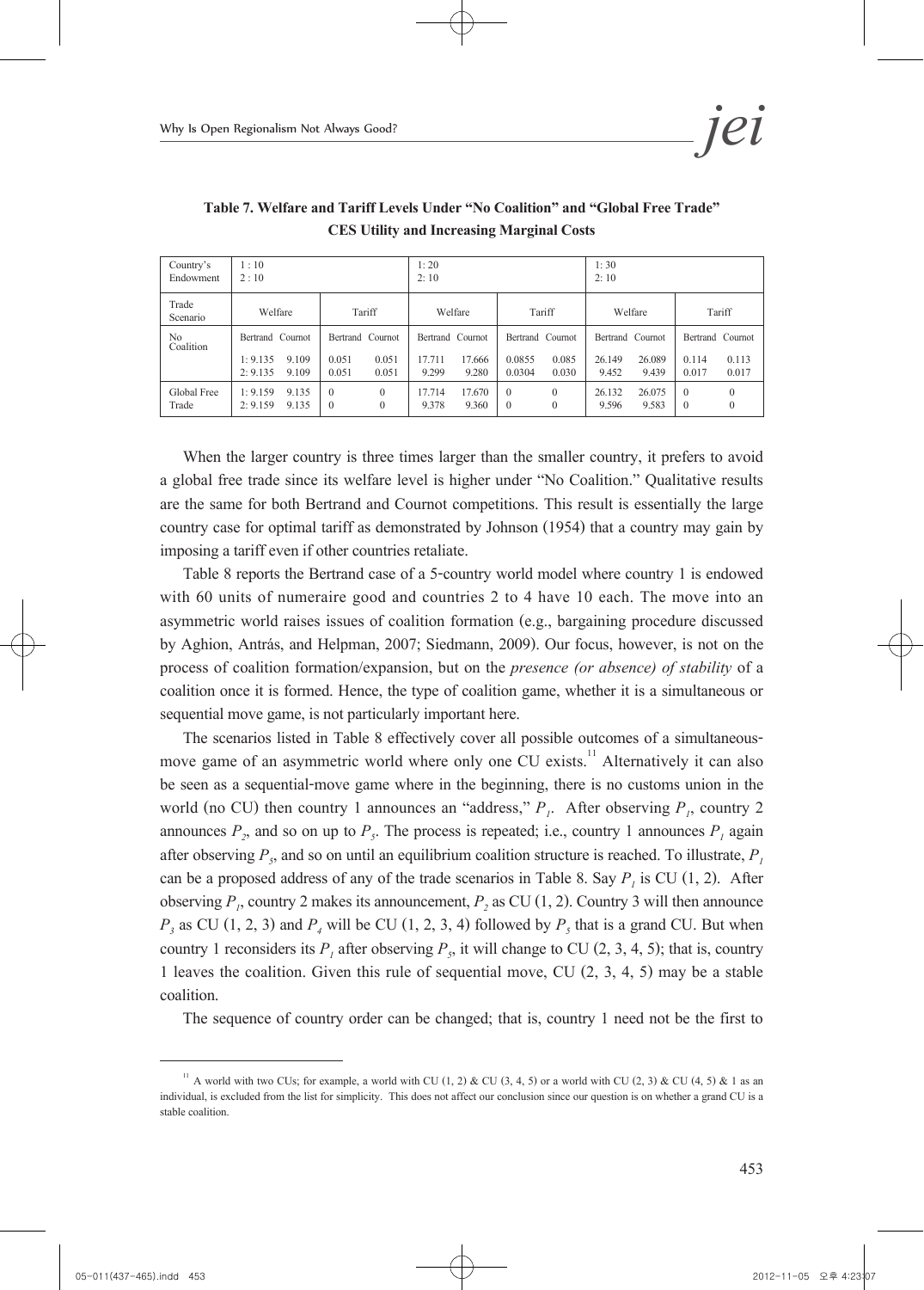**Table 7. Welfare and Tariff Levels Under "No Coalition" and "Global Free Trade" CES Utility and Increasing Marginal Costs**

| Country's Endowment | 1 : 10<br>2 : 10 | | | | 1: 20<br>2: 10 | | | | 1: 30<br>2: 10 | | | |
|---|---|---|---|---|---|---|---|---|---|---|---|---|
| Trade Scenario | Welfare | | Tariff | | Welfare | | Tariff | | Welfare | | Tariff | |
| | Bertrand | Cournot | Bertrand | Cournot | Bertrand | Cournot | Bertrand | Cournot | Bertrand | Cournot | Bertrand | Cournot |
| No Coalition | 1: 9.135<br>2: 9.135 | 9.109<br>9.109 | 0.051<br>0.051 | 0.051<br>0.051 | 17.711<br>9.299 | 17.666<br>9.280 | 0.0855<br>0.0304 | 0.085<br>0.030 | 26.149<br>9.452 | 26.089<br>9.439 | 0.114<br>0.017 | 0.113<br>0.017 |
| Global Free Trade | 1: 9.159<br>2: 9.159 | 9.135<br>9.135 | 0<br>0 | 0<br>0 | 17.714<br>9.378 | 17.670<br>9.360 | 0<br>0 | 0<br>0 | 26.132<br>9.596 | 26.075<br>9.583 | 0<br>0 | 0<br>0 |

When the larger country is three times larger than the smaller country, it prefers to avoid a global free trade since its welfare level is higher under "No Coalition." Qualitative results are the same for both Bertrand and Cournot competitions. This result is essentially the large country case for optimal tariff as demonstrated by Johnson (1954) that a country may gain by imposing a tariff even if other countries retaliate.

Table 8 reports the Bertrand case of a 5-country world model where country 1 is endowed with 60 units of numeraire good and countries 2 to 4 have 10 each. The move into an asymmetric world raises issues of coalition formation (e.g., bargaining procedure discussed by Aghion, Antrás, and Helpman, 2007; Siedmann, 2009). Our focus, however, is not on the process of coalition formation/expansion, but on the *presence (or absence) of stability* of a coalition once it is formed. Hence, the type of coalition game, whether it is a simultaneous or sequential move game, is not particularly important here.

The scenarios listed in Table 8 effectively cover all possible outcomes of a simultaneous-move game of an asymmetric world where only one CU exists.[11] Alternatively it can also be seen as a sequential-move game where in the beginning, there is no customs union in the world (no CU) then country 1 announces an "address," $P_1$. After observing $P_1$, country 2 announces $P_2$, and so on up to $P_5$. The process is repeated; i.e., country 1 announces $P_1$ again after observing $P_5$, and so on until an equilibrium coalition structure is reached. To illustrate, $P_1$ can be a proposed address of any of the trade scenarios in Table 8. Say $P_1$ is CU (1, 2). After observing $P_1$, country 2 makes its announcement, $P_2$ as CU (1, 2). Country 3 will then announce $P_3$ as CU (1, 2, 3) and $P_4$ will be CU (1, 2, 3, 4) followed by $P_5$ that is a grand CU. But when country 1 reconsiders its $P_1$ after observing $P_5$, it will change to CU (2, 3, 4, 5); that is, country 1 leaves the coalition. Given this rule of sequential move, CU (2, 3, 4, 5) may be a stable coalition.

The sequence of country order can be changed; that is, country 1 need not be the first to

[11] A world with two CUs; for example, a world with CU (1, 2) & CU (3, 4, 5) or a world with CU (2, 3) & CU (4, 5) & 1 as an individual, is excluded from the list for simplicity. This does not affect our conclusion since our question is on whether a grand CU is a stable coalition.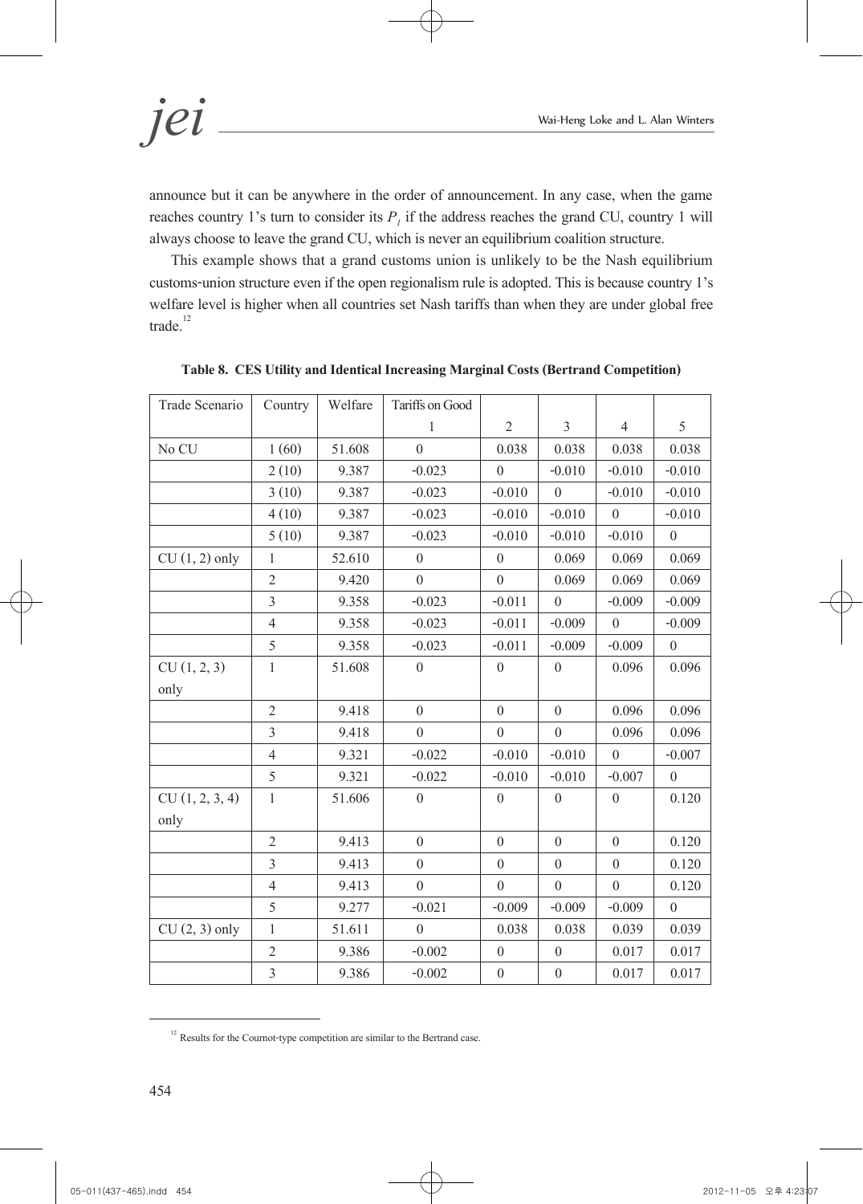announce but it can be anywhere in the order of announcement. In any case, when the game reaches country 1's turn to consider its $P_1$ if the address reaches the grand CU, country 1 will always choose to leave the grand CU, which is never an equilibrium coalition structure.

This example shows that a grand customs union is unlikely to be the Nash equilibrium customs-union structure even if the open regionalism rule is adopted. This is because country 1's welfare level is higher when all countries set Nash tariffs than when they are under global free trade.[12]

**Table 8. CES Utility and Identical Increasing Marginal Costs (Bertrand Competition)**

| Trade Scenario | Country | Welfare | Tariffs on Good 1 | 2 | 3 | 4 | 5 |
|---|---|---|---|---|---|---|---|
| No CU | 1 (60) | 51.608 | 0 | 0.038 | 0.038 | 0.038 | 0.038 |
| | 2 (10) | 9.387 | -0.023 | 0 | -0.010 | -0.010 | -0.010 |
| | 3 (10) | 9.387 | -0.023 | -0.010 | 0 | -0.010 | -0.010 |
| | 4 (10) | 9.387 | -0.023 | -0.010 | -0.010 | 0 | -0.010 |
| | 5 (10) | 9.387 | -0.023 | -0.010 | -0.010 | -0.010 | 0 |
| CU (1, 2) only | 1 | 52.610 | 0 | 0 | 0.069 | 0.069 | 0.069 |
| | 2 | 9.420 | 0 | 0 | 0.069 | 0.069 | 0.069 |
| | 3 | 9.358 | -0.023 | -0.011 | 0 | -0.009 | -0.009 |
| | 4 | 9.358 | -0.023 | -0.011 | -0.009 | 0 | -0.009 |
| | 5 | 9.358 | -0.023 | -0.011 | -0.009 | -0.009 | 0 |
| CU (1, 2, 3) only | 1 | 51.608 | 0 | 0 | 0 | 0.096 | 0.096 |
| | 2 | 9.418 | 0 | 0 | 0 | 0.096 | 0.096 |
| | 3 | 9.418 | 0 | 0 | 0 | 0.096 | 0.096 |
| | 4 | 9.321 | -0.022 | -0.010 | -0.010 | 0 | -0.007 |
| | 5 | 9.321 | -0.022 | -0.010 | -0.010 | -0.007 | 0 |
| CU (1, 2, 3, 4) only | 1 | 51.606 | 0 | 0 | 0 | 0 | 0.120 |
| | 2 | 9.413 | 0 | 0 | 0 | 0 | 0.120 |
| | 3 | 9.413 | 0 | 0 | 0 | 0 | 0.120 |
| | 4 | 9.413 | 0 | 0 | 0 | 0 | 0.120 |
| | 5 | 9.277 | -0.021 | -0.009 | -0.009 | -0.009 | 0 |
| CU (2, 3) only | 1 | 51.611 | 0 | 0.038 | 0.038 | 0.039 | 0.039 |
| | 2 | 9.386 | -0.002 | 0 | 0 | 0.017 | 0.017 |
| | 3 | 9.386 | -0.002 | 0 | 0 | 0.017 | 0.017 |

[12] Results for the Cournot-type competition are similar to the Bertrand case.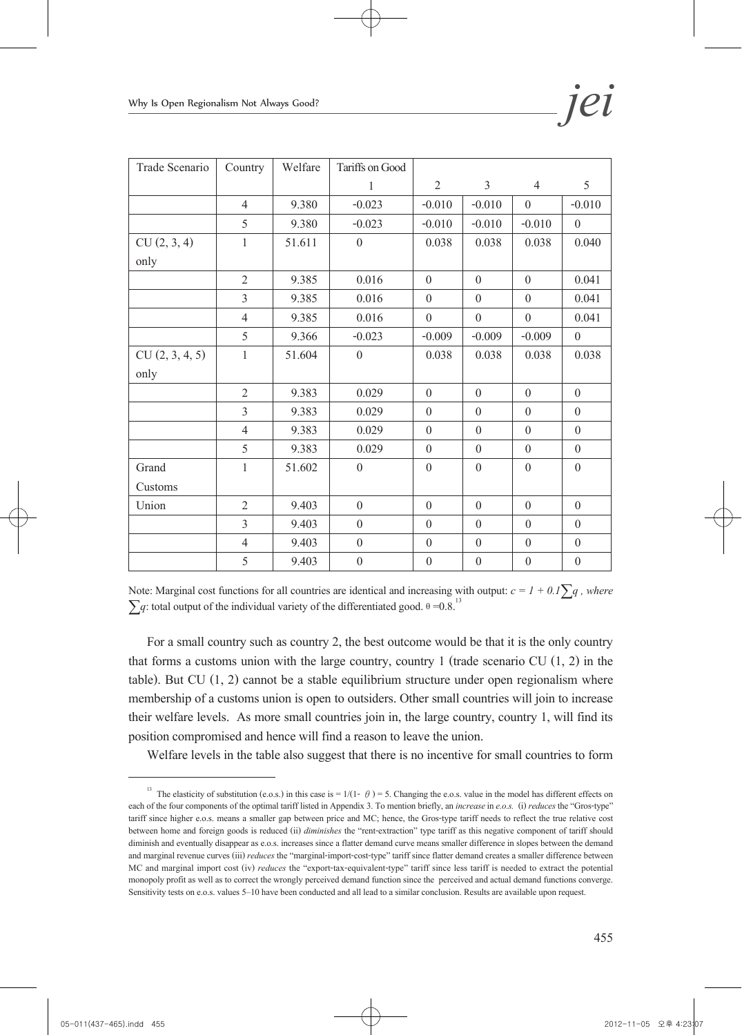| Trade Scenario | Country | Welfare | Tariffs on Good | | | | |
|---|---|---|---|---|---|---|---|
| | | | 1 | 2 | 3 | 4 | 5 |
| | 4 | 9.380 | -0.023 | -0.010 | -0.010 | 0 | -0.010 |
| | 5 | 9.380 | -0.023 | -0.010 | -0.010 | -0.010 | 0 |
| CU (2, 3, 4) only | 1 | 51.611 | 0 | 0.038 | 0.038 | 0.038 | 0.040 |
| | 2 | 9.385 | 0.016 | 0 | 0 | 0 | 0.041 |
| | 3 | 9.385 | 0.016 | 0 | 0 | 0 | 0.041 |
| | 4 | 9.385 | 0.016 | 0 | 0 | 0 | 0.041 |
| | 5 | 9.366 | -0.023 | -0.009 | -0.009 | -0.009 | 0 |
| CU (2, 3, 4, 5) only | 1 | 51.604 | 0 | 0.038 | 0.038 | 0.038 | 0.038 |
| | 2 | 9.383 | 0.029 | 0 | 0 | 0 | 0 |
| | 3 | 9.383 | 0.029 | 0 | 0 | 0 | 0 |
| | 4 | 9.383 | 0.029 | 0 | 0 | 0 | 0 |
| | 5 | 9.383 | 0.029 | 0 | 0 | 0 | 0 |
| Grand Customs Union | 1 | 51.602 | 0 | 0 | 0 | 0 | 0 |
| | 2 | 9.403 | 0 | 0 | 0 | 0 | 0 |
| | 3 | 9.403 | 0 | 0 | 0 | 0 | 0 |
| | 4 | 9.403 | 0 | 0 | 0 | 0 | 0 |
| | 5 | 9.403 | 0 | 0 | 0 | 0 | 0 |

Note: Marginal cost functions for all countries are identical and increasing with output: $c = 1 + 0.1\sum q$, where $\sum q$: total output of the individual variety of the differentiated good. $\theta = 0.8$.[13]

For a small country such as country 2, the best outcome would be that it is the only country that forms a customs union with the large country, country 1 (trade scenario CU (1, 2) in the table). But CU (1, 2) cannot be a stable equilibrium structure under open regionalism where membership of a customs union is open to outsiders. Other small countries will join to increase their welfare levels. As more small countries join in, the large country, country 1, will find its position compromised and hence will find a reason to leave the union.

Welfare levels in the table also suggest that there is no incentive for small countries to form

[13] The elasticity of substitution (e.o.s.) in this case is $= 1/(1- \theta) = 5$. Changing the e.o.s. value in the model has different effects on each of the four components of the optimal tariff listed in Appendix 3. To mention briefly, an *increase* in *e.o.s.* (i) *reduces* the "Gros-type" tariff since higher e.o.s. means a smaller gap between price and MC; hence, the Gros-type tariff needs to reflect the true relative cost between home and foreign goods is reduced (ii) *diminishes* the "rent-extraction" type tariff as this negative component of tariff should diminish and eventually disappear as e.o.s. increases since a flatter demand curve means smaller difference in slopes between the demand and marginal revenue curves (iii) *reduces* the "marginal-import-cost-type" tariff since flatter demand creates a smaller difference between MC and marginal import cost (iv) *reduces* the "export-tax-equivalent-type" tariff since less tariff is needed to extract the potential monopoly profit as well as to correct the wrongly perceived demand function since the perceived and actual demand functions converge. Sensitivity tests on e.o.s. values 5–10 have been conducted and all lead to a similar conclusion. Results are available upon request.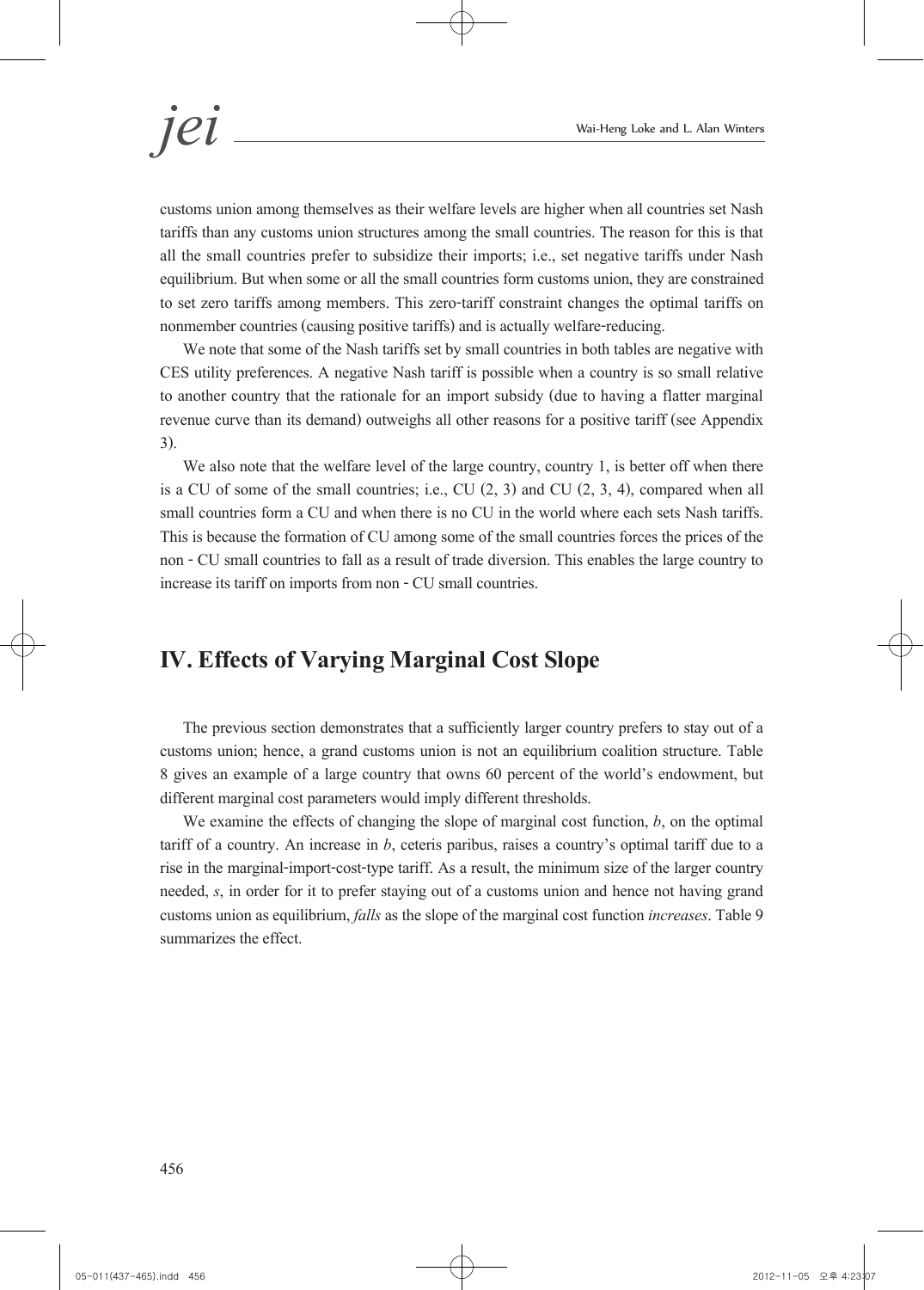customs union among themselves as their welfare levels are higher when all countries set Nash tariffs than any customs union structures among the small countries. The reason for this is that all the small countries prefer to subsidize their imports; i.e., set negative tariffs under Nash equilibrium. But when some or all the small countries form customs union, they are constrained to set zero tariffs among members. This zero-tariff constraint changes the optimal tariffs on nonmember countries (causing positive tariffs) and is actually welfare-reducing.

We note that some of the Nash tariffs set by small countries in both tables are negative with CES utility preferences. A negative Nash tariff is possible when a country is so small relative to another country that the rationale for an import subsidy (due to having a flatter marginal revenue curve than its demand) outweighs all other reasons for a positive tariff (see Appendix 3).

We also note that the welfare level of the large country, country 1, is better off when there is a CU of some of the small countries; i.e., CU (2, 3) and CU (2, 3, 4), compared when all small countries form a CU and when there is no CU in the world where each sets Nash tariffs. This is because the formation of CU among some of the small countries forces the prices of the non - CU small countries to fall as a result of trade diversion. This enables the large country to increase its tariff on imports from non - CU small countries.

## IV. Effects of Varying Marginal Cost Slope

The previous section demonstrates that a sufficiently larger country prefers to stay out of a customs union; hence, a grand customs union is not an equilibrium coalition structure. Table 8 gives an example of a large country that owns 60 percent of the world's endowment, but different marginal cost parameters would imply different thresholds.

We examine the effects of changing the slope of marginal cost function, $b$, on the optimal tariff of a country. An increase in $b$, ceteris paribus, raises a country's optimal tariff due to a rise in the marginal-import-cost-type tariff. As a result, the minimum size of the larger country needed, $s$, in order for it to prefer staying out of a customs union and hence not having grand customs union as equilibrium, *falls* as the slope of the marginal cost function *increases*. Table 9 summarizes the effect.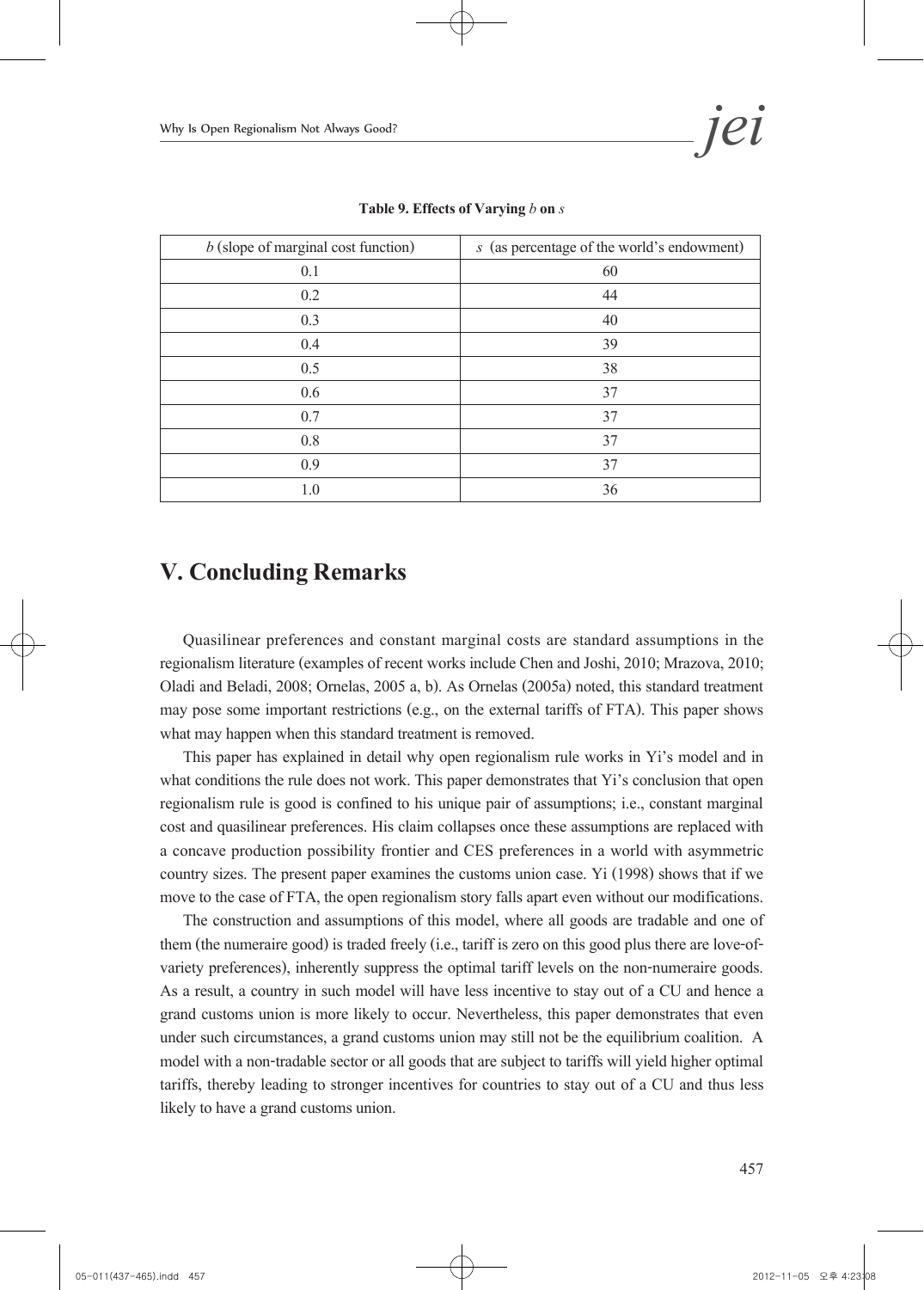**Table 9. Effects of Varying $b$ on $s$**

| $b$ (slope of marginal cost function) | $s$ (as percentage of the world's endowment) |
|---|---|
| 0.1 | 60 |
| 0.2 | 44 |
| 0.3 | 40 |
| 0.4 | 39 |
| 0.5 | 38 |
| 0.6 | 37 |
| 0.7 | 37 |
| 0.8 | 37 |
| 0.9 | 37 |
| 1.0 | 36 |

# V. Concluding Remarks

Quasilinear preferences and constant marginal costs are standard assumptions in the regionalism literature (examples of recent works include Chen and Joshi, 2010; Mrazova, 2010; Oladi and Beladi, 2008; Ornelas, 2005 a, b). As Ornelas (2005a) noted, this standard treatment may pose some important restrictions (e.g., on the external tariffs of FTA). This paper shows what may happen when this standard treatment is removed.

This paper has explained in detail why open regionalism rule works in Yi's model and in what conditions the rule does not work. This paper demonstrates that Yi's conclusion that open regionalism rule is good is confined to his unique pair of assumptions; i.e., constant marginal cost and quasilinear preferences. His claim collapses once these assumptions are replaced with a concave production possibility frontier and CES preferences in a world with asymmetric country sizes. The present paper examines the customs union case. Yi (1998) shows that if we move to the case of FTA, the open regionalism story falls apart even without our modifications.

The construction and assumptions of this model, where all goods are tradable and one of them (the numeraire good) is traded freely (i.e., tariff is zero on this good plus there are love-of-variety preferences), inherently suppress the optimal tariff levels on the non-numeraire goods. As a result, a country in such model will have less incentive to stay out of a CU and hence a grand customs union is more likely to occur. Nevertheless, this paper demonstrates that even under such circumstances, a grand customs union may still not be the equilibrium coalition. A model with a non-tradable sector or all goods that are subject to tariffs will yield higher optimal tariffs, thereby leading to stronger incentives for countries to stay out of a CU and thus less likely to have a grand customs union.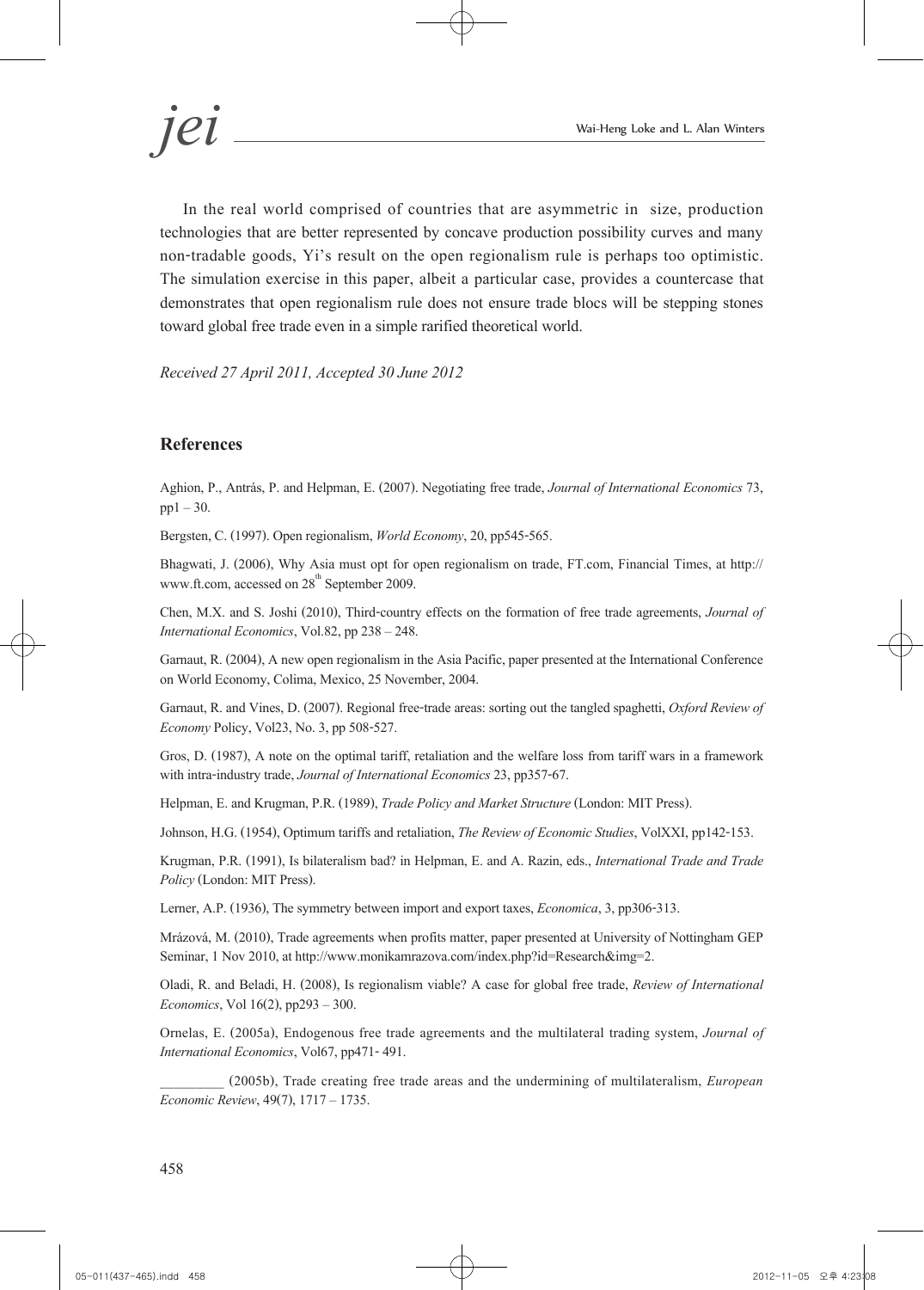In the real world comprised of countries that are asymmetric in size, production technologies that are better represented by concave production possibility curves and many non-tradable goods, Yi's result on the open regionalism rule is perhaps too optimistic. The simulation exercise in this paper, albeit a particular case, provides a countercase that demonstrates that open regionalism rule does not ensure trade blocs will be stepping stones toward global free trade even in a simple rarified theoretical world.

*Received 27 April 2011, Accepted 30 June 2012*

## References

Aghion, P., Antrás, P. and Helpman, E. (2007). Negotiating free trade, *Journal of International Economics* 73, pp1 – 30.

Bergsten, C. (1997). Open regionalism, *World Economy*, 20, pp545-565.

Bhagwati, J. (2006), Why Asia must opt for open regionalism on trade, FT.com, Financial Times, at http://www.ft.com, accessed on 28th September 2009.

Chen, M.X. and S. Joshi (2010), Third-country effects on the formation of free trade agreements, *Journal of International Economics*, Vol.82, pp 238 – 248.

Garnaut, R. (2004), A new open regionalism in the Asia Pacific, paper presented at the International Conference on World Economy, Colima, Mexico, 25 November, 2004.

Garnaut, R. and Vines, D. (2007). Regional free-trade areas: sorting out the tangled spaghetti, *Oxford Review of Economy* Policy, Vol23, No. 3, pp 508-527.

Gros, D. (1987), A note on the optimal tariff, retaliation and the welfare loss from tariff wars in a framework with intra-industry trade, *Journal of International Economics* 23, pp357-67.

Helpman, E. and Krugman, P.R. (1989), *Trade Policy and Market Structure* (London: MIT Press).

Johnson, H.G. (1954), Optimum tariffs and retaliation, *The Review of Economic Studies*, VolXXI, pp142-153.

Krugman, P.R. (1991), Is bilateralism bad? in Helpman, E. and A. Razin, eds., *International Trade and Trade Policy* (London: MIT Press).

Lerner, A.P. (1936), The symmetry between import and export taxes, *Economica*, 3, pp306-313.

Mrázová, M. (2010), Trade agreements when profits matter, paper presented at University of Nottingham GEP Seminar, 1 Nov 2010, at http://www.monikamrazova.com/index.php?id=Research&img=2.

Oladi, R. and Beladi, H. (2008), Is regionalism viable? A case for global free trade, *Review of International Economics*, Vol 16(2), pp293 – 300.

Ornelas, E. (2005a), Endogenous free trade agreements and the multilateral trading system, *Journal of International Economics*, Vol67, pp471- 491.

_________ (2005b), Trade creating free trade areas and the undermining of multilateralism, *European Economic Review*, 49(7), 1717 – 1735.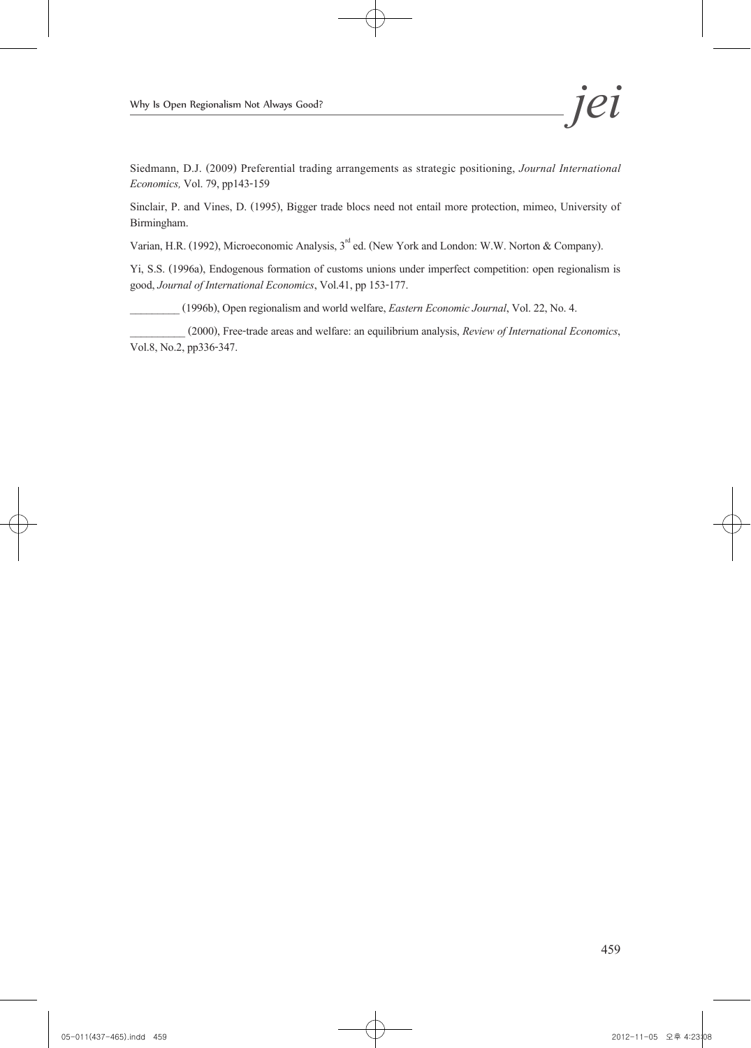Siedmann, D.J. (2009) Preferential trading arrangements as strategic positioning, *Journal International Economics,* Vol. 79, pp143-159

Sinclair, P. and Vines, D. (1995), Bigger trade blocs need not entail more protection, mimeo, University of Birmingham.

Varian, H.R. (1992), Microeconomic Analysis, 3rd ed. (New York and London: W.W. Norton & Company).

Yi, S.S. (1996a), Endogenous formation of customs unions under imperfect competition: open regionalism is good, *Journal of International Economics*, Vol.41, pp 153-177.

_________ (1996b), Open regionalism and world welfare, *Eastern Economic Journal*, Vol. 22, No. 4.

__________ (2000), Free-trade areas and welfare: an equilibrium analysis, *Review of International Economics*, Vol.8, No.2, pp336-347.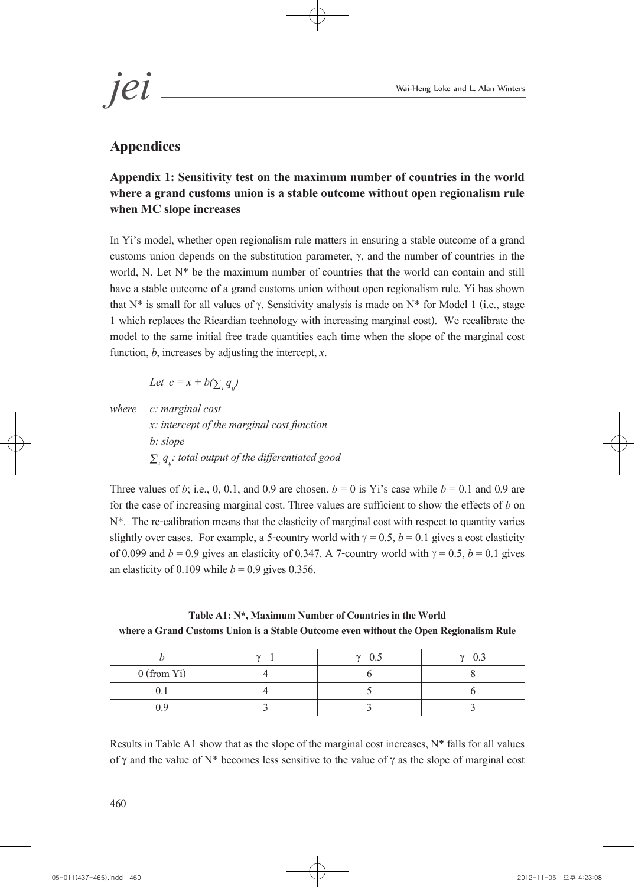## Appendices

### Appendix 1: Sensitivity test on the maximum number of countries in the world where a grand customs union is a stable outcome without open regionalism rule when MC slope increases

In Yi's model, whether open regionalism rule matters in ensuring a stable outcome of a grand customs union depends on the substitution parameter, $\gamma$, and the number of countries in the world, N. Let N* be the maximum number of countries that the world can contain and still have a stable outcome of a grand customs union without open regionalism rule. Yi has shown that N* is small for all values of $\gamma$. Sensitivity analysis is made on N* for Model 1 (i.e., stage 1 which replaces the Ricardian technology with increasing marginal cost). We recalibrate the model to the same initial free trade quantities each time when the slope of the marginal cost function, $b$, increases by adjusting the intercept, $x$.

*Let* $c = x + b(\sum_i q_{ij})$

*where* *c: marginal cost*
*x: intercept of the marginal cost function*
*b: slope*
$\sum_i q_{ij}$*: total output of the differentiated good*

Three values of $b$; i.e., 0, 0.1, and 0.9 are chosen. $b = 0$ is Yi's case while $b = 0.1$ and 0.9 are for the case of increasing marginal cost. Three values are sufficient to show the effects of $b$ on N*. The re-calibration means that the elasticity of marginal cost with respect to quantity varies slightly over cases. For example, a 5-country world with $\gamma = 0.5$, $b = 0.1$ gives a cost elasticity of 0.099 and $b = 0.9$ gives an elasticity of 0.347. A 7-country world with $\gamma = 0.5$, $b = 0.1$ gives an elasticity of 0.109 while $b = 0.9$ gives 0.356.

**Table A1: N*, Maximum Number of Countries in the World where a Grand Customs Union is a Stable Outcome even without the Open Regionalism Rule**

| $b$ | $\gamma = 1$ | $\gamma = 0.5$ | $\gamma = 0.3$ |
|---|---|---|---|
| 0 (from Yi) | 4 | 6 | 8 |
| 0.1 | 4 | 5 | 6 |
| 0.9 | 3 | 3 | 3 |

Results in Table A1 show that as the slope of the marginal cost increases, N* falls for all values of $\gamma$ and the value of N* becomes less sensitive to the value of $\gamma$ as the slope of marginal cost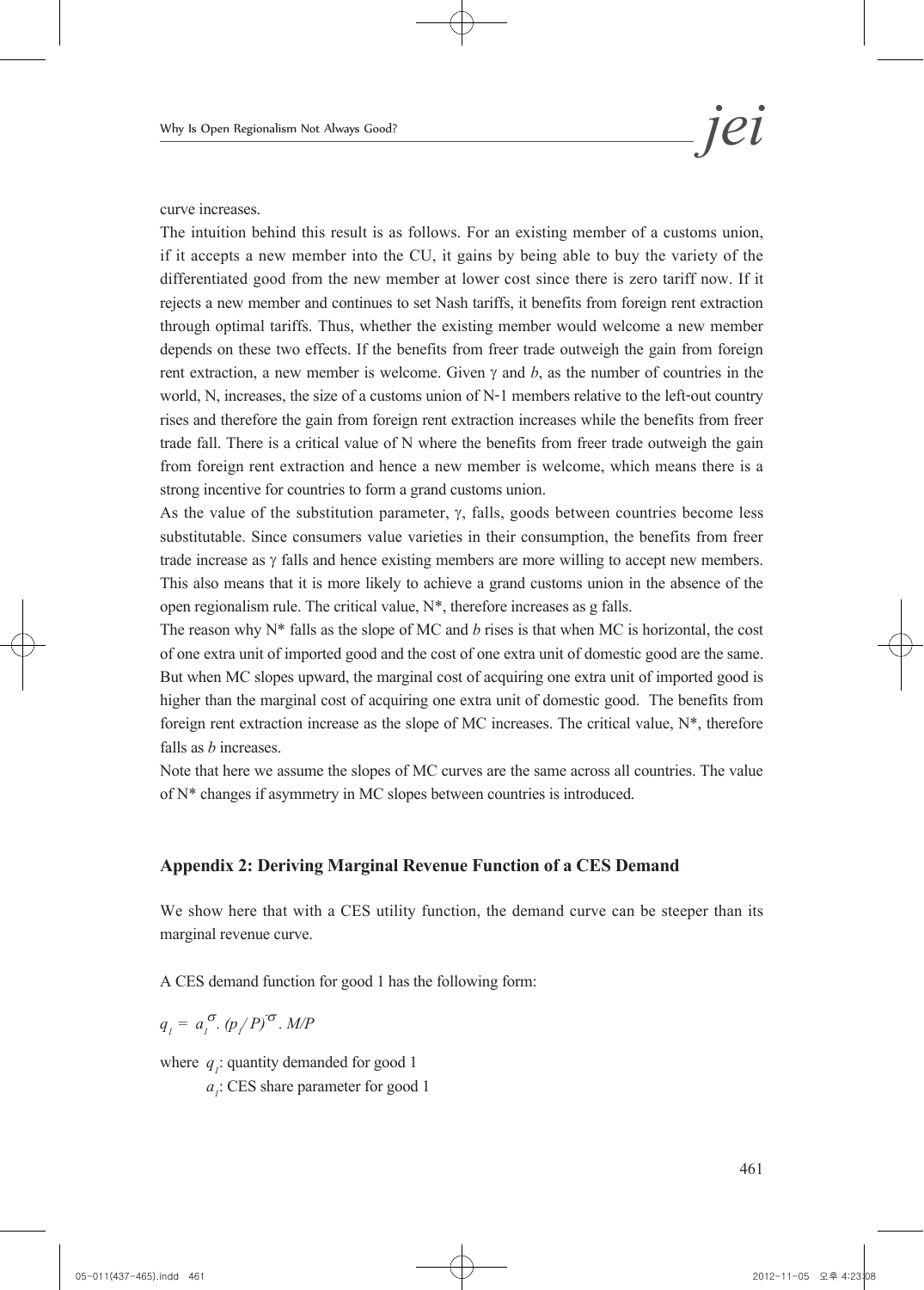curve increases.

The intuition behind this result is as follows. For an existing member of a customs union, if it accepts a new member into the CU, it gains by being able to buy the variety of the differentiated good from the new member at lower cost since there is zero tariff now. If it rejects a new member and continues to set Nash tariffs, it benefits from foreign rent extraction through optimal tariffs. Thus, whether the existing member would welcome a new member depends on these two effects. If the benefits from freer trade outweigh the gain from foreign rent extraction, a new member is welcome. Given $\gamma$ and $b$, as the number of countries in the world, N, increases, the size of a customs union of N-1 members relative to the left-out country rises and therefore the gain from foreign rent extraction increases while the benefits from freer trade fall. There is a critical value of N where the benefits from freer trade outweigh the gain from foreign rent extraction and hence a new member is welcome, which means there is a strong incentive for countries to form a grand customs union.

As the value of the substitution parameter, $\gamma$, falls, goods between countries become less substitutable. Since consumers value varieties in their consumption, the benefits from freer trade increase as $\gamma$ falls and hence existing members are more willing to accept new members. This also means that it is more likely to achieve a grand customs union in the absence of the open regionalism rule. The critical value, N*, therefore increases as g falls.

The reason why N* falls as the slope of MC and $b$ rises is that when MC is horizontal, the cost of one extra unit of imported good and the cost of one extra unit of domestic good are the same. But when MC slopes upward, the marginal cost of acquiring one extra unit of imported good is higher than the marginal cost of acquiring one extra unit of domestic good. The benefits from foreign rent extraction increase as the slope of MC increases. The critical value, N*, therefore falls as $b$ increases.

Note that here we assume the slopes of MC curves are the same across all countries. The value of N* changes if asymmetry in MC slopes between countries is introduced.

## Appendix 2: Deriving Marginal Revenue Function of a CES Demand

We show here that with a CES utility function, the demand curve can be steeper than its marginal revenue curve.

A CES demand function for good 1 has the following form:

$$q_1 = a_1^{\sigma} \cdot (p_1/P)^{-\sigma} \cdot M/P$$

where $q_1$: quantity demanded for good 1

$a_1$: CES share parameter for good 1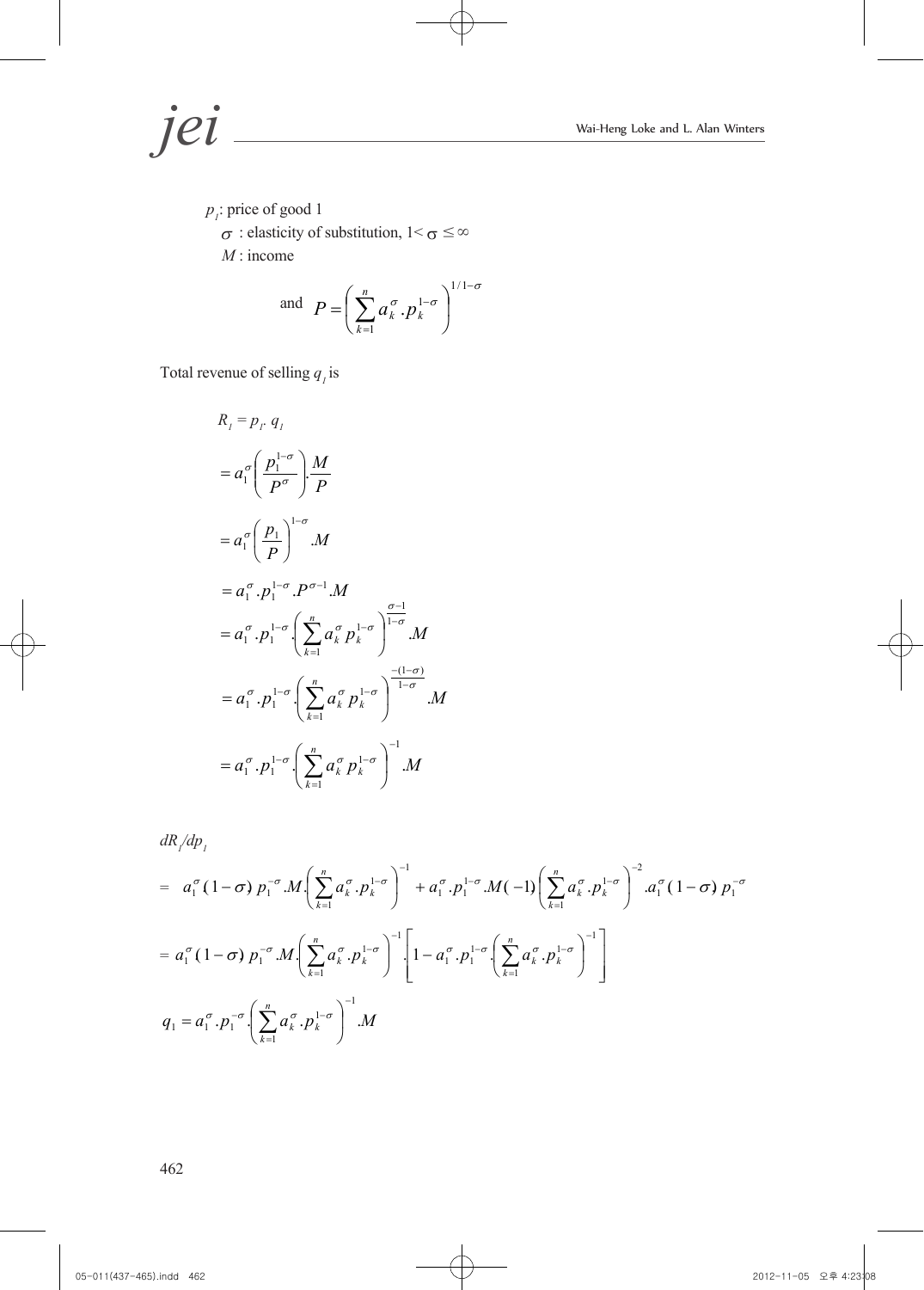$p_1$: price of good 1

$\sigma$ : elasticity of substitution, $1 < \sigma \leq \infty$

$M$ : income

$$\text{and} \quad P = \left( \sum_{k=1}^{n} a_k^{\sigma} . p_k^{1-\sigma} \right)^{1/1-\sigma}$$

Total revenue of selling $q_1$ is

$$R_1 = p_1 . q_1$$

$$= a_1^{\sigma} \left( \frac{p_1^{1-\sigma}}{P^{\sigma}} \right) . \frac{M}{P}$$

$$= a_1^{\sigma} \left( \frac{p_1}{P} \right)^{1-\sigma} . M$$

$$= a_1^{\sigma} . p_1^{1-\sigma} . P^{\sigma-1} . M$$

$$= a_1^{\sigma} . p_1^{1-\sigma} . \left( \sum_{k=1}^{n} a_k^{\sigma} p_k^{1-\sigma} \right)^{\frac{\sigma-1}{1-\sigma}} . M$$

$$= a_1^{\sigma} . p_1^{1-\sigma} . \left( \sum_{k=1}^{n} a_k^{\sigma} p_k^{1-\sigma} \right)^{\frac{-(1-\sigma)}{1-\sigma}} . M$$

$$= a_1^{\sigma} . p_1^{1-\sigma} . \left( \sum_{k=1}^{n} a_k^{\sigma} p_k^{1-\sigma} \right)^{-1} . M$$

$dR_1/dp_1$

$$= a_1^{\sigma} (1-\sigma) \, p_1^{-\sigma} . M . \left( \sum_{k=1}^{n} a_k^{\sigma} . p_k^{1-\sigma} \right)^{-1} + a_1^{\sigma} . p_1^{1-\sigma} . M (-1) \left( \sum_{k=1}^{n} a_k^{\sigma} . p_k^{1-\sigma} \right)^{-2} . a_1^{\sigma} (1-\sigma) \, p_1^{-\sigma}$$

$$= a_1^{\sigma} (1-\sigma) \, p_1^{-\sigma} . M . \left( \sum_{k=1}^{n} a_k^{\sigma} . p_k^{1-\sigma} \right)^{-1} . \left[ 1 - a_1^{\sigma} . p_1^{1-\sigma} . \left( \sum_{k=1}^{n} a_k^{\sigma} . p_k^{1-\sigma} \right)^{-1} \right]$$

$$q_1 = a_1^{\sigma} . p_1^{-\sigma} . \left( \sum_{k=1}^{n} a_k^{\sigma} . p_k^{1-\sigma} \right)^{-1} . M$$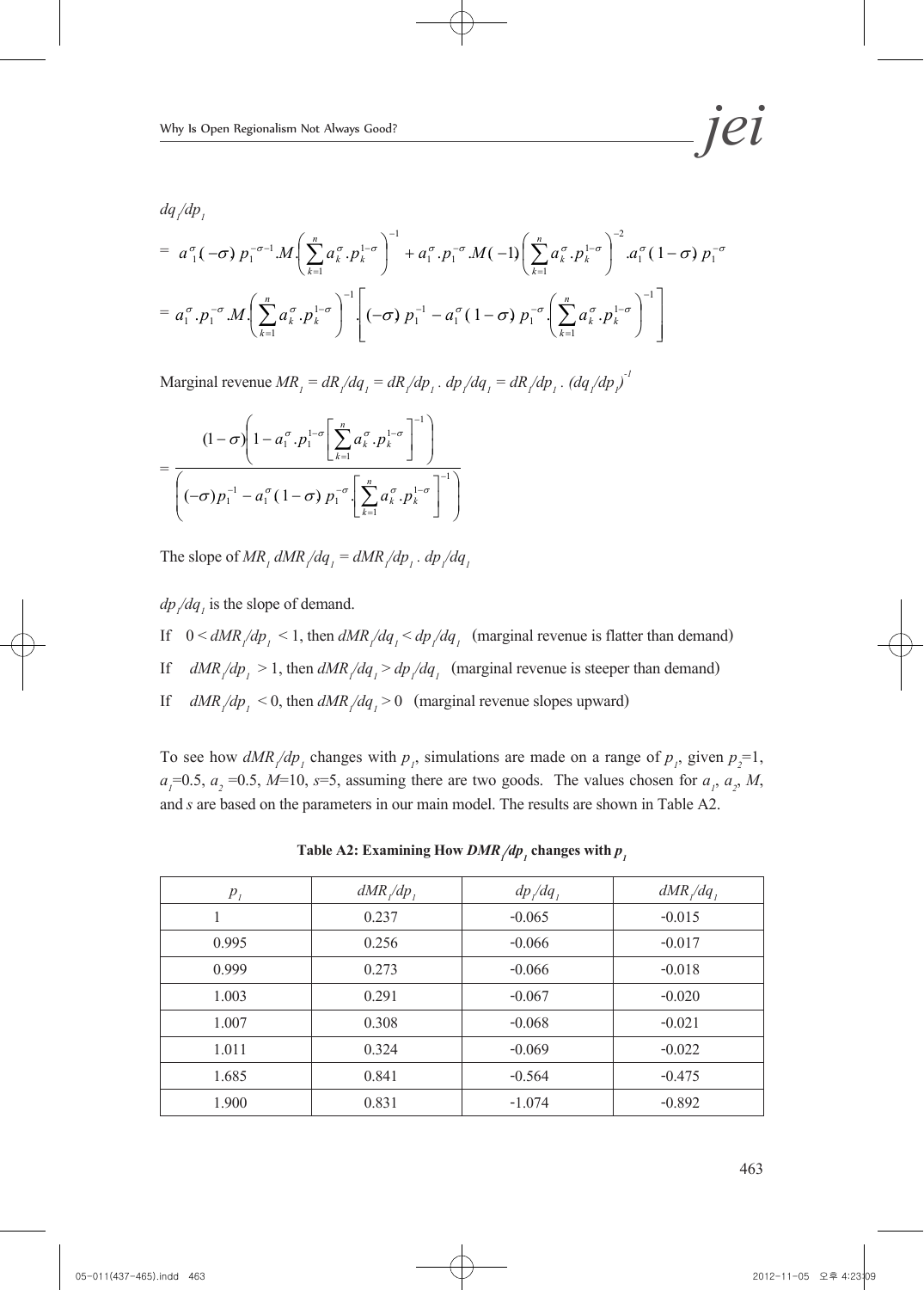$dq_1/dp_1$

$$= a_1^{\sigma}(-\sigma)\, p_1^{-\sigma-1}.M.\left(\sum_{k=1}^{n} a_k^{\sigma}.p_k^{1-\sigma}\right)^{-1} + a_1^{\sigma}.p_1^{-\sigma}.M(-1)\left(\sum_{k=1}^{n} a_k^{\sigma}.p_k^{1-\sigma}\right)^{-2}.a_1^{\sigma}(1-\sigma)\, p_1^{-\sigma}$$

$$= a_1^{\sigma}.p_1^{-\sigma}.M.\left(\sum_{k=1}^{n} a_k^{\sigma}.p_k^{1-\sigma}\right)^{-1}.\left[(-\sigma)\, p_1^{-1} - a_1^{\sigma}(1-\sigma)\, p_1^{-\sigma}.\left(\sum_{k=1}^{n} a_k^{\sigma}.p_k^{1-\sigma}\right)^{-1}\right]$$

Marginal revenue $MR_1 = dR_1/dq_1 = dR_1/dp_1 \,.\, dp_1/dq_1 = dR_1/dp_1 \,.\, (dq_1/dp_1)^{-1}$

$$= \frac{(1-\sigma)\left(1 - a_1^{\sigma}.p_1^{1-\sigma}\left[\sum_{k=1}^{n} a_k^{\sigma}.p_k^{1-\sigma}\right]^{-1}\right)}{\left((-\sigma)p_1^{-1} - a_1^{\sigma}(1-\sigma)\, p_1^{-\sigma}.\left[\sum_{k=1}^{n} a_k^{\sigma}.p_k^{1-\sigma}\right]^{-1}\right)}$$

The slope of $MR_1$ $dMR_1/dq_1 = dMR_1/dp_1 \,.\, dp_1/dq_1$

$dp_1/dq_1$ is the slope of demand.

If $0 < dMR_1/dp_1 < 1$, then $dMR_1/dq_1 < dp_1/dq_1$ (marginal revenue is flatter than demand)

If $dMR_1/dp_1 > 1$, then $dMR_1/dq_1 > dp_1/dq_1$ (marginal revenue is steeper than demand)

If $dMR_1/dp_1 < 0$, then $dMR_1/dq_1 > 0$ (marginal revenue slopes upward)

To see how $dMR_1/dp_1$ changes with $p_1$, simulations are made on a range of $p_1$, given $p_2$=1, $a_1$=0.5, $a_2$=0.5, $M$=10, $s$=5, assuming there are two goods. The values chosen for $a_1$, $a_2$, $M$, and $s$ are based on the parameters in our main model. The results are shown in Table A2.

**Table A2: Examining How $DMR_1/dp_1$ changes with $p_1$**

| $p_1$ | $dMR_1/dp_1$ | $dp_1/dq_1$ | $dMR_1/dq_1$ |
|---|---|---|---|
| 1 | 0.237 | -0.065 | -0.015 |
| 0.995 | 0.256 | -0.066 | -0.017 |
| 0.999 | 0.273 | -0.066 | -0.018 |
| 1.003 | 0.291 | -0.067 | -0.020 |
| 1.007 | 0.308 | -0.068 | -0.021 |
| 1.011 | 0.324 | -0.069 | -0.022 |
| 1.685 | 0.841 | -0.564 | -0.475 |
| 1.900 | 0.831 | -1.074 | -0.892 |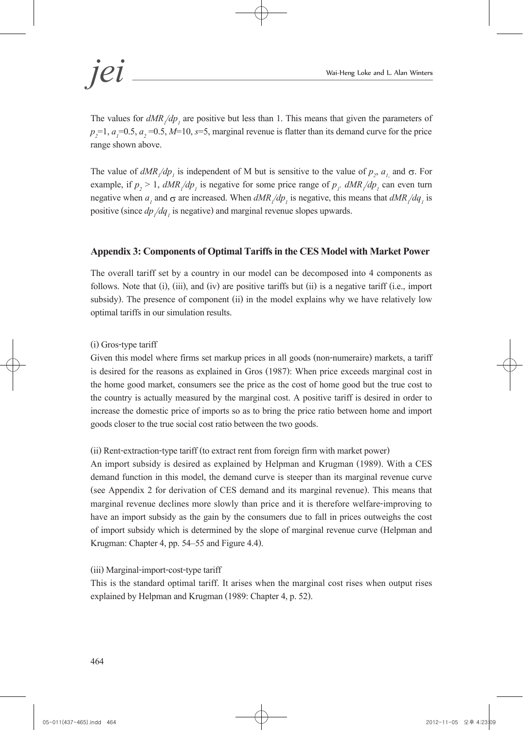The values for $dMR_1/dp_1$ are positive but less than 1. This means that given the parameters of $p_2$=1, $a_1$=0.5, $a_2$ =0.5, $M$=10, $s$=5, marginal revenue is flatter than its demand curve for the price range shown above.

The value of $dMR_1/dp_1$ is independent of M but is sensitive to the value of $p_2$, $a_1$, and $\sigma$. For example, if $p_2 > 1$, $dMR_1/dp_1$ is negative for some price range of $p_1$. $dMR_1/dp_1$ can even turn negative when $a_1$ and $\sigma$ are increased. When $dMR_1/dp_1$ is negative, this means that $dMR_1/dq_1$ is positive (since $dp_1/dq_1$ is negative) and marginal revenue slopes upwards.

## Appendix 3: Components of Optimal Tariffs in the CES Model with Market Power

The overall tariff set by a country in our model can be decomposed into 4 components as follows. Note that (i), (iii), and (iv) are positive tariffs but (ii) is a negative tariff (i.e., import subsidy). The presence of component (ii) in the model explains why we have relatively low optimal tariffs in our simulation results.

(i) Gros-type tariff

Given this model where firms set markup prices in all goods (non-numeraire) markets, a tariff is desired for the reasons as explained in Gros (1987): When price exceeds marginal cost in the home good market, consumers see the price as the cost of home good but the true cost to the country is actually measured by the marginal cost. A positive tariff is desired in order to increase the domestic price of imports so as to bring the price ratio between home and import goods closer to the true social cost ratio between the two goods.

(ii) Rent-extraction-type tariff (to extract rent from foreign firm with market power)

An import subsidy is desired as explained by Helpman and Krugman (1989). With a CES demand function in this model, the demand curve is steeper than its marginal revenue curve (see Appendix 2 for derivation of CES demand and its marginal revenue). This means that marginal revenue declines more slowly than price and it is therefore welfare-improving to have an import subsidy as the gain by the consumers due to fall in prices outweighs the cost of import subsidy which is determined by the slope of marginal revenue curve (Helpman and Krugman: Chapter 4, pp. 54–55 and Figure 4.4).

(iii) Marginal-import-cost-type tariff

This is the standard optimal tariff. It arises when the marginal cost rises when output rises explained by Helpman and Krugman (1989: Chapter 4, p. 52).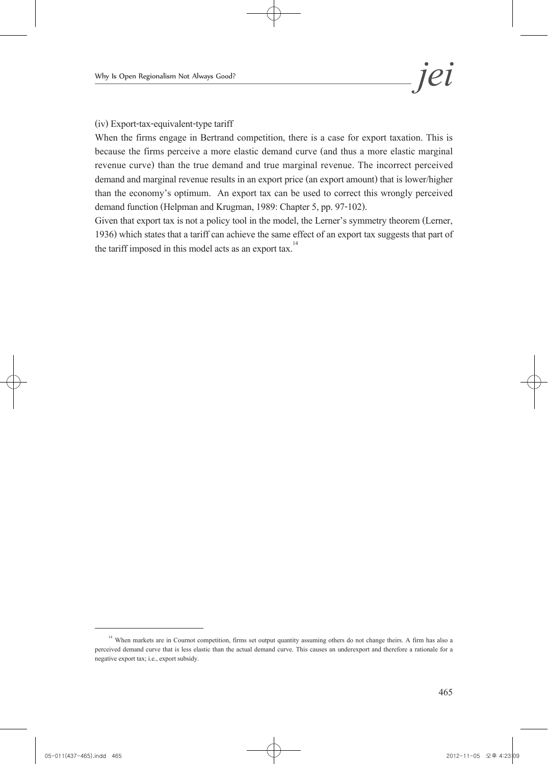(iv) Export-tax-equivalent-type tariff

When the firms engage in Bertrand competition, there is a case for export taxation. This is because the firms perceive a more elastic demand curve (and thus a more elastic marginal revenue curve) than the true demand and true marginal revenue. The incorrect perceived demand and marginal revenue results in an export price (an export amount) that is lower/higher than the economy's optimum. An export tax can be used to correct this wrongly perceived demand function (Helpman and Krugman, 1989: Chapter 5, pp. 97-102).

Given that export tax is not a policy tool in the model, the Lerner's symmetry theorem (Lerner, 1936) which states that a tariff can achieve the same effect of an export tax suggests that part of the tariff imposed in this model acts as an export tax.[14]

[14] When markets are in Cournot competition, firms set output quantity assuming others do not change theirs. A firm has also a perceived demand curve that is less elastic than the actual demand curve. This causes an underexport and therefore a rationale for a negative export tax; i.e., export subsidy.